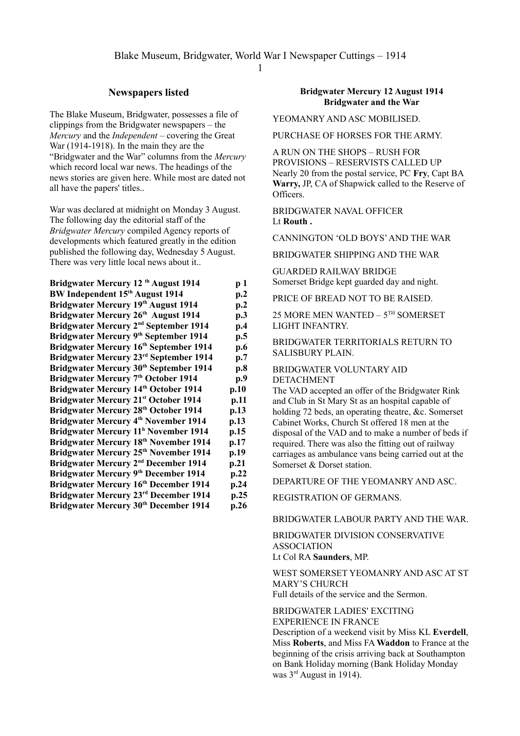# Blake Museum, Bridgwater, World War I Newspaper Cuttings – 1914

## Newspapers listed

The Blake Museum, Bridgwater, possesses a file of clippings from the Bridgwater newspapers – the *Mercury* and the *Independent* – covering the Great War (1914-1918). In the main they are the "Bridgwater and the War" columns from the *Mercury* which record local war news. The headings of the news stories are given here. While most are dated not all have the papers' titles..

War was declared at midnight on Monday 3 August. The following day the editorial staff of the *Bridgwater Mercury* compiled Agency reports of developments which featured greatly in the edition published the following day, Wednesday 5 August. There was very little local news about it..

| | |
|---|---|
| **Bridgwater Mercury 12 th August 1914** | **p 1** |
| **BW Independent 15th August 1914** | **p.2** |
| **Bridgwater Mercury 19th August 1914** | **p.2** |
| **Bridgwater Mercury 26th August 1914** | **p.3** |
| **Bridgwater Mercury 2nd September 1914** | **p.4** |
| **Bridgwater Mercury 9th September 1914** | **p.5** |
| **Bridgwater Mercury 16th September 1914** | **p.6** |
| **Bridgwater Mercury 23rd September 1914** | **p.7** |
| **Bridgwater Mercury 30th September 1914** | **p.8** |
| **Bridgwater Mercury 7th October 1914** | **p.9** |
| **Bridgwater Mercury 14th October 1914** | **p.10** |
| **Bridgwater Mercury 21st October 1914** | **p.11** |
| **Bridgwater Mercury 28th October 1914** | **p.13** |
| **Bridgwater Mercury 4th November 1914** | **p.13** |
| **Bridgwater Mercury 11h November 1914** | **p.15** |
| **Bridgwater Mercury 18th November 1914** | **p.17** |
| **Bridgwater Mercury 25th November 1914** | **p.19** |
| **Bridgwater Mercury 2nd December 1914** | **p.21** |
| **Bridgwater Mercury 9th December 1914** | **p.22** |
| **Bridgwater Mercury 16th December 1914** | **p.24** |
| **Bridgwater Mercury 23rd December 1914** | **p.25** |
| **Bridgwater Mercury 30th December 1914** | **p.26** |

### Bridgwater Mercury 12 August 1914
### Bridgwater and the War

YEOMANRY AND ASC MOBILISED.

PURCHASE OF HORSES FOR THE ARMY.

A RUN ON THE SHOPS – RUSH FOR PROVISIONS – RESERVISTS CALLED UP
Nearly 20 from the postal service, PC **Fry**, Capt BA **Warry,** JP, CA of Shapwick called to the Reserve of Officers.

BRIDGWATER NAVAL OFFICER
Lt **Routh .**

CANNINGTON 'OLD BOYS' AND THE WAR

BRIDGWATER SHIPPING AND THE WAR

GUARDED RAILWAY BRIDGE
Somerset Bridge kept guarded day and night.

PRICE OF BREAD NOT TO BE RAISED.

25 MORE MEN WANTED – 5TH SOMERSET LIGHT INFANTRY.

BRIDGWATER TERRITORIALS RETURN TO SALISBURY PLAIN.

BRIDGWATER VOLUNTARY AID DETACHMENT
The VAD accepted an offer of the Bridgwater Rink and Club in St Mary St as an hospital capable of holding 72 beds, an operating theatre, &c. Somerset Cabinet Works, Church St offered 18 men at the disposal of the VAD and to make a number of beds if required. There was also the fitting out of railway carriages as ambulance vans being carried out at the Somerset & Dorset station.

DEPARTURE OF THE YEOMANRY AND ASC.

REGISTRATION OF GERMANS.

BRIDGWATER LABOUR PARTY AND THE WAR.

BRIDGWATER DIVISION CONSERVATIVE ASSOCIATION
Lt Col RA **Saunders**, MP.

WEST SOMERSET YEOMANRY AND ASC AT ST MARY'S CHURCH
Full details of the service and the Sermon.

BRIDGWATER LADIES' EXCITING EXPERIENCE IN FRANCE
Description of a weekend visit by Miss KL **Everdell**, Miss **Roberts**, and Miss FA **Waddon** to France at the beginning of the crisis arriving back at Southampton on Bank Holiday morning (Bank Holiday Monday was 3rd August in 1914).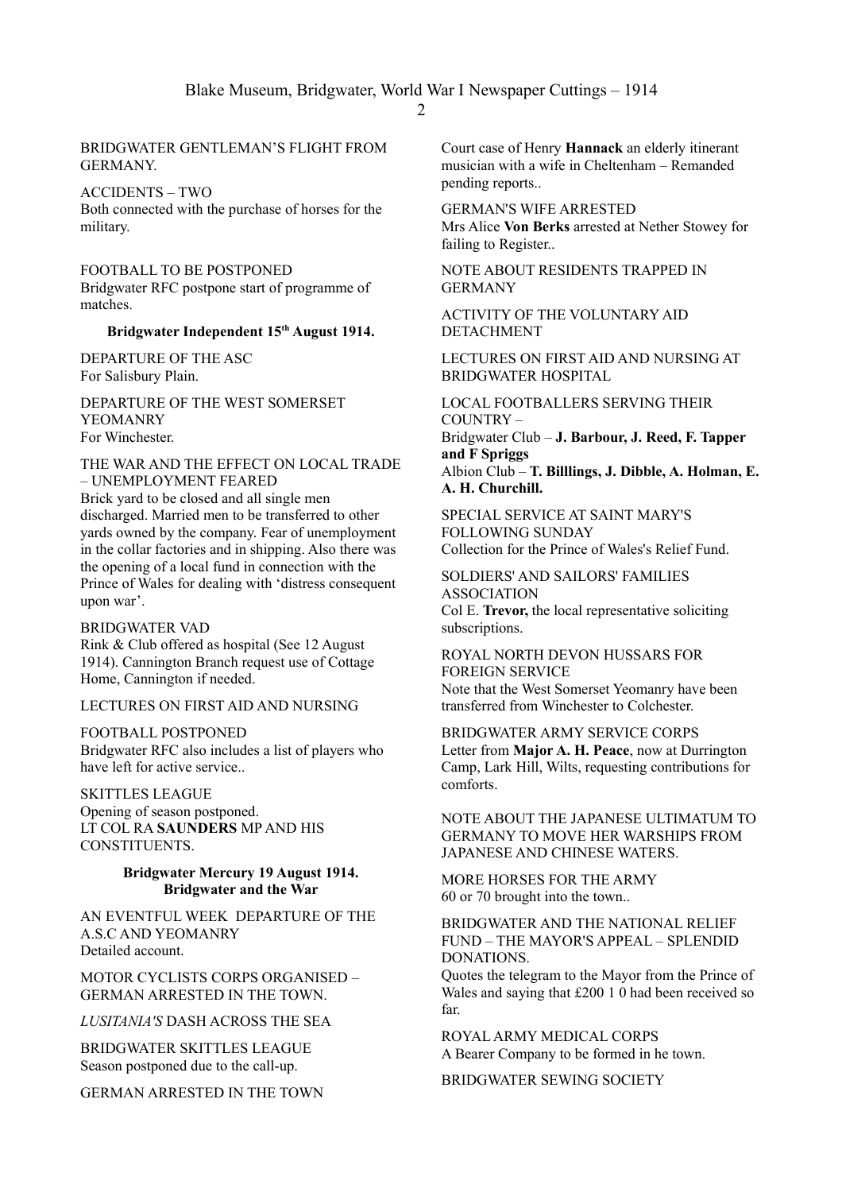BRIDGWATER GENTLEMAN'S FLIGHT FROM GERMANY.

ACCIDENTS – TWO
Both connected with the purchase of horses for the military.

FOOTBALL TO BE POSTPONED
Bridgwater RFC postpone start of programme of matches.

**Bridgwater Independent 15th August 1914.**

DEPARTURE OF THE ASC
For Salisbury Plain.

DEPARTURE OF THE WEST SOMERSET YEOMANRY
For Winchester.

THE WAR AND THE EFFECT ON LOCAL TRADE – UNEMPLOYMENT FEARED
Brick yard to be closed and all single men discharged. Married men to be transferred to other yards owned by the company. Fear of unemployment in the collar factories and in shipping. Also there was the opening of a local fund in connection with the Prince of Wales for dealing with 'distress consequent upon war'.

BRIDGWATER VAD
Rink & Club offered as hospital (See 12 August 1914). Cannington Branch request use of Cottage Home, Cannington if needed.

LECTURES ON FIRST AID AND NURSING

FOOTBALL POSTPONED
Bridgwater RFC also includes a list of players who have left for active service..

SKITTLES LEAGUE
Opening of season postponed.
LT COL RA **SAUNDERS** MP AND HIS CONSTITUENTS.

**Bridgwater Mercury 19 August 1914.**
**Bridgwater and the War**

AN EVENTFUL WEEK DEPARTURE OF THE A.S.C AND YEOMANRY
Detailed account.

MOTOR CYCLISTS CORPS ORGANISED – GERMAN ARRESTED IN THE TOWN.

*LUSITANIA'S* DASH ACROSS THE SEA

BRIDGWATER SKITTLES LEAGUE
Season postponed due to the call-up.

GERMAN ARRESTED IN THE TOWN
Court case of Henry **Hannack** an elderly itinerant musician with a wife in Cheltenham – Remanded pending reports..

GERMAN'S WIFE ARRESTED
Mrs Alice **Von Berks** arrested at Nether Stowey for failing to Register..

NOTE ABOUT RESIDENTS TRAPPED IN GERMANY

ACTIVITY OF THE VOLUNTARY AID DETACHMENT

LECTURES ON FIRST AID AND NURSING AT BRIDGWATER HOSPITAL

LOCAL FOOTBALLERS SERVING THEIR COUNTRY –
Bridgwater Club – **J. Barbour, J. Reed, F. Tapper and F Spriggs**
Albion Club – **T. Billlings, J. Dibble, A. Holman, E. A. H. Churchill.**

SPECIAL SERVICE AT SAINT MARY'S FOLLOWING SUNDAY
Collection for the Prince of Wales's Relief Fund.

SOLDIERS' AND SAILORS' FAMILIES ASSOCIATION
Col E. **Trevor,** the local representative soliciting subscriptions.

ROYAL NORTH DEVON HUSSARS FOR FOREIGN SERVICE
Note that the West Somerset Yeomanry have been transferred from Winchester to Colchester.

BRIDGWATER ARMY SERVICE CORPS
Letter from **Major A. H. Peace**, now at Durrington Camp, Lark Hill, Wilts, requesting contributions for comforts.

NOTE ABOUT THE JAPANESE ULTIMATUM TO GERMANY TO MOVE HER WARSHIPS FROM JAPANESE AND CHINESE WATERS.

MORE HORSES FOR THE ARMY
60 or 70 brought into the town..

BRIDGWATER AND THE NATIONAL RELIEF FUND – THE MAYOR'S APPEAL – SPLENDID DONATIONS.
Quotes the telegram to the Mayor from the Prince of Wales and saying that £200 1 0 had been received so far.

ROYAL ARMY MEDICAL CORPS
A Bearer Company to be formed in he town.

BRIDGWATER SEWING SOCIETY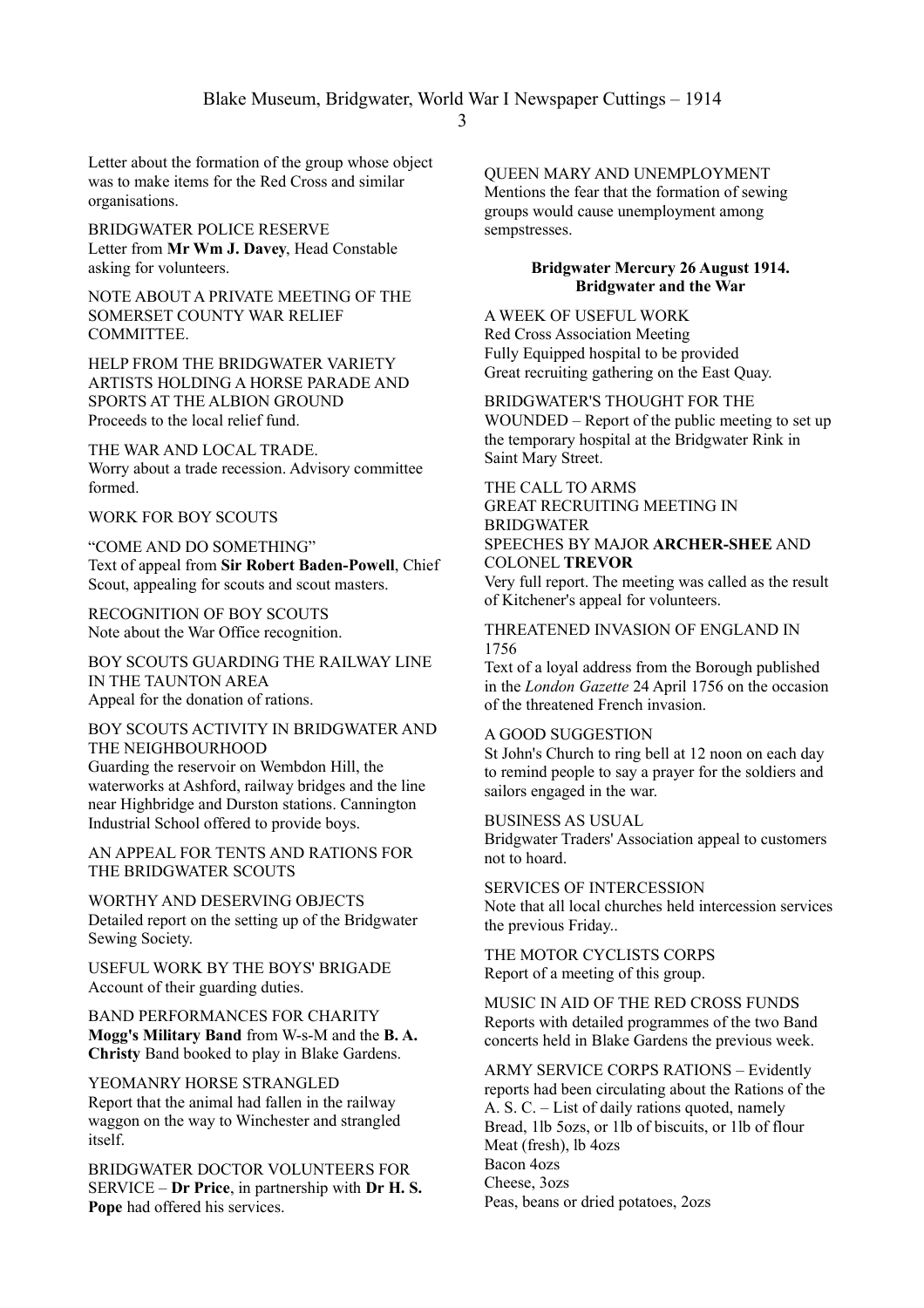Letter about the formation of the group whose object was to make items for the Red Cross and similar organisations.

BRIDGWATER POLICE RESERVE
Letter from **Mr Wm J. Davey**, Head Constable asking for volunteers.

NOTE ABOUT A PRIVATE MEETING OF THE SOMERSET COUNTY WAR RELIEF COMMITTEE.

HELP FROM THE BRIDGWATER VARIETY ARTISTS HOLDING A HORSE PARADE AND SPORTS AT THE ALBION GROUND
Proceeds to the local relief fund.

THE WAR AND LOCAL TRADE.
Worry about a trade recession. Advisory committee formed.

WORK FOR BOY SCOUTS

"COME AND DO SOMETHING"
Text of appeal from **Sir Robert Baden-Powell**, Chief Scout, appealing for scouts and scout masters.

RECOGNITION OF BOY SCOUTS
Note about the War Office recognition.

BOY SCOUTS GUARDING THE RAILWAY LINE IN THE TAUNTON AREA
Appeal for the donation of rations.

BOY SCOUTS ACTIVITY IN BRIDGWATER AND THE NEIGHBOURHOOD
Guarding the reservoir on Wembdon Hill, the waterworks at Ashford, railway bridges and the line near Highbridge and Durston stations. Cannington Industrial School offered to provide boys.

AN APPEAL FOR TENTS AND RATIONS FOR THE BRIDGWATER SCOUTS

WORTHY AND DESERVING OBJECTS
Detailed report on the setting up of the Bridgwater Sewing Society.

USEFUL WORK BY THE BOYS' BRIGADE
Account of their guarding duties.

BAND PERFORMANCES FOR CHARITY
**Mogg's Military Band** from W-s-M and the **B. A. Christy** Band booked to play in Blake Gardens.

YEOMANRY HORSE STRANGLED
Report that the animal had fallen in the railway waggon on the way to Winchester and strangled itself.

BRIDGWATER DOCTOR VOLUNTEERS FOR SERVICE – **Dr Price**, in partnership with **Dr H. S. Pope** had offered his services.

QUEEN MARY AND UNEMPLOYMENT
Mentions the fear that the formation of sewing groups would cause unemployment among sempstresses.

**Bridgwater Mercury 26 August 1914.**
**Bridgwater and the War**

A WEEK OF USEFUL WORK
Red Cross Association Meeting
Fully Equipped hospital to be provided
Great recruiting gathering on the East Quay.

BRIDGWATER'S THOUGHT FOR THE WOUNDED – Report of the public meeting to set up the temporary hospital at the Bridgwater Rink in Saint Mary Street.

THE CALL TO ARMS
GREAT RECRUITING MEETING IN BRIDGWATER
SPEECHES BY MAJOR **ARCHER-SHEE** AND COLONEL **TREVOR**
Very full report. The meeting was called as the result of Kitchener's appeal for volunteers.

THREATENED INVASION OF ENGLAND IN 1756
Text of a loyal address from the Borough published in the *London Gazette* 24 April 1756 on the occasion of the threatened French invasion.

A GOOD SUGGESTION
St John's Church to ring bell at 12 noon on each day to remind people to say a prayer for the soldiers and sailors engaged in the war.

BUSINESS AS USUAL
Bridgwater Traders' Association appeal to customers not to hoard.

SERVICES OF INTERCESSION
Note that all local churches held intercession services the previous Friday..

THE MOTOR CYCLISTS CORPS
Report of a meeting of this group.

MUSIC IN AID OF THE RED CROSS FUNDS
Reports with detailed programmes of the two Band concerts held in Blake Gardens the previous week.

ARMY SERVICE CORPS RATIONS – Evidently reports had been circulating about the Rations of the A. S. C. – List of daily rations quoted, namely
Bread, 1lb 5ozs, or 1lb of biscuits, or 1lb of flour
Meat (fresh), lb 4ozs
Bacon 4ozs
Cheese, 3ozs
Peas, beans or dried potatoes, 2ozs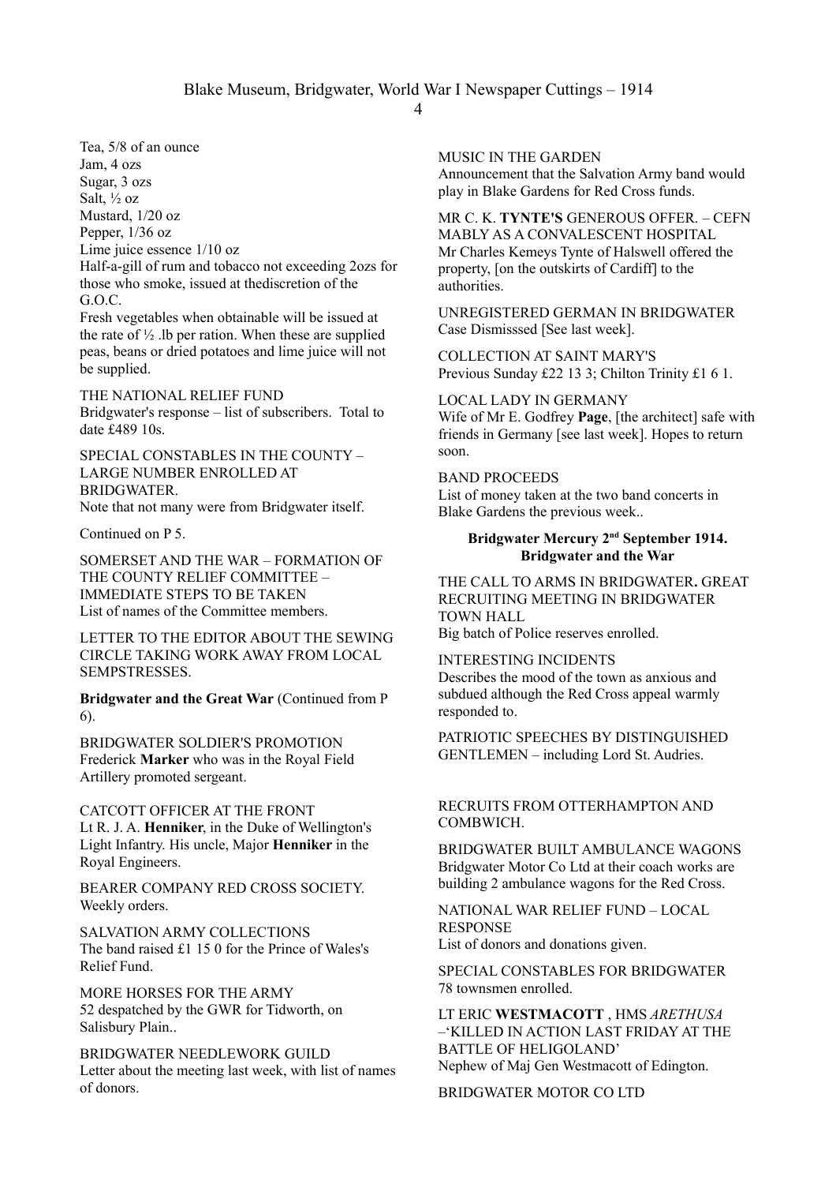Tea, 5/8 of an ounce
Jam, 4 ozs
Sugar, 3 ozs
Salt, ½ oz
Mustard, 1/20 oz
Pepper, 1/36 oz
Lime juice essence 1/10 oz
Half-a-gill of rum and tobacco not exceeding 2ozs for those who smoke, issued at thediscretion of the G.O.C.
Fresh vegetables when obtainable will be issued at the rate of ½ .lb per ration. When these are supplied peas, beans or dried potatoes and lime juice will not be supplied.

THE NATIONAL RELIEF FUND
Bridgwater's response – list of subscribers. Total to date £489 10s.

SPECIAL CONSTABLES IN THE COUNTY – LARGE NUMBER ENROLLED AT BRIDGWATER.
Note that not many were from Bridgwater itself.

Continued on P 5.

SOMERSET AND THE WAR – FORMATION OF THE COUNTY RELIEF COMMITTEE – IMMEDIATE STEPS TO BE TAKEN
List of names of the Committee members.

LETTER TO THE EDITOR ABOUT THE SEWING CIRCLE TAKING WORK AWAY FROM LOCAL SEMPSTRESSES.

**Bridgwater and the Great War** (Continued from P 6).

BRIDGWATER SOLDIER'S PROMOTION
Frederick **Marker** who was in the Royal Field Artillery promoted sergeant.

CATCOTT OFFICER AT THE FRONT
Lt R. J. A. **Henniker**, in the Duke of Wellington's Light Infantry. His uncle, Major **Henniker** in the Royal Engineers.

BEARER COMPANY RED CROSS SOCIETY.
Weekly orders.

SALVATION ARMY COLLECTIONS
The band raised £1 15 0 for the Prince of Wales's Relief Fund.

MORE HORSES FOR THE ARMY
52 despatched by the GWR for Tidworth, on Salisbury Plain..

BRIDGWATER NEEDLEWORK GUILD
Letter about the meeting last week, with list of names of donors.

MUSIC IN THE GARDEN
Announcement that the Salvation Army band would play in Blake Gardens for Red Cross funds.

MR C. K. **TYNTE'S** GENEROUS OFFER. – CEFN MABLY AS A CONVALESCENT HOSPITAL
Mr Charles Kemeys Tynte of Halswell offered the property, [on the outskirts of Cardiff] to the authorities.

UNREGISTERED GERMAN IN BRIDGWATER
Case Dismisssed [See last week].

COLLECTION AT SAINT MARY'S
Previous Sunday £22 13 3; Chilton Trinity £1 6 1.

LOCAL LADY IN GERMANY
Wife of Mr E. Godfrey **Page**, [the architect] safe with friends in Germany [see last week]. Hopes to return soon.

BAND PROCEEDS
List of money taken at the two band concerts in Blake Gardens the previous week..

### Bridgwater Mercury 2nd September 1914. Bridgwater and the War

THE CALL TO ARMS IN BRIDGWATER**.** GREAT RECRUITING MEETING IN BRIDGWATER TOWN HALL
Big batch of Police reserves enrolled.

INTERESTING INCIDENTS
Describes the mood of the town as anxious and subdued although the Red Cross appeal warmly responded to.

PATRIOTIC SPEECHES BY DISTINGUISHED GENTLEMEN – including Lord St. Audries.

RECRUITS FROM OTTERHAMPTON AND COMBWICH.

BRIDGWATER BUILT AMBULANCE WAGONS
Bridgwater Motor Co Ltd at their coach works are building 2 ambulance wagons for the Red Cross.

NATIONAL WAR RELIEF FUND – LOCAL RESPONSE
List of donors and donations given.

SPECIAL CONSTABLES FOR BRIDGWATER
78 townsmen enrolled.

LT ERIC **WESTMACOTT** , HMS *ARETHUSA* –'KILLED IN ACTION LAST FRIDAY AT THE BATTLE OF HELIGOLAND'
Nephew of Maj Gen Westmacott of Edington.

BRIDGWATER MOTOR CO LTD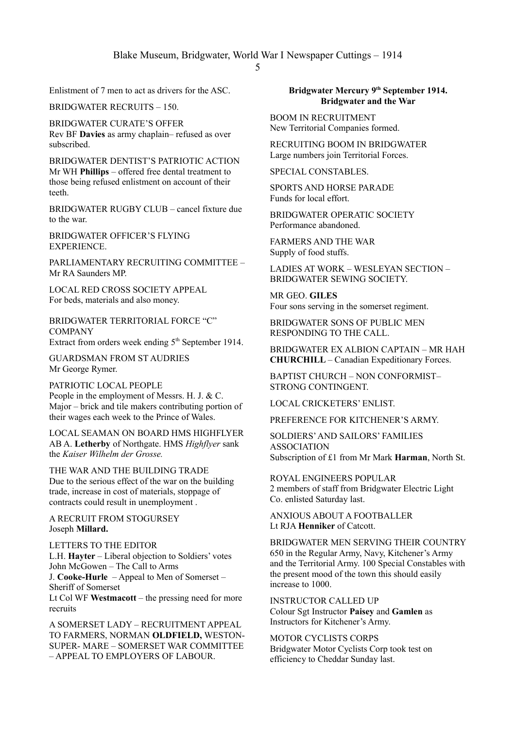Enlistment of 7 men to act as drivers for the ASC.

BRIDGWATER RECRUITS – 150.

BRIDGWATER CURATE'S OFFER
Rev BF **Davies** as army chaplain– refused as over subscribed.

BRIDGWATER DENTIST'S PATRIOTIC ACTION
Mr WH **Phillips** – offered free dental treatment to those being refused enlistment on account of their teeth.

BRIDGWATER RUGBY CLUB – cancel fixture due to the war.

BRIDGWATER OFFICER'S FLYING EXPERIENCE.

PARLIAMENTARY RECRUITING COMMITTEE – Mr RA Saunders MP.

LOCAL RED CROSS SOCIETY APPEAL
For beds, materials and also money.

BRIDGWATER TERRITORIAL FORCE "C" COMPANY
Extract from orders week ending 5th September 1914.

GUARDSMAN FROM ST AUDRIES
Mr George Rymer.

PATRIOTIC LOCAL PEOPLE
People in the employment of Messrs. H. J. & C. Major – brick and tile makers contributing portion of their wages each week to the Prince of Wales.

LOCAL SEAMAN ON BOARD HMS HIGHFLYER
AB A. **Letherby** of Northgate. HMS *Highflyer* sank the *Kaiser Wilhelm der Grosse.*

THE WAR AND THE BUILDING TRADE
Due to the serious effect of the war on the building trade, increase in cost of materials, stoppage of contracts could result in unemployment .

A RECRUIT FROM STOGURSEY
Joseph **Millard.**

LETTERS TO THE EDITOR
L.H. **Hayter** – Liberal objection to Soldiers' votes
John McGowen – The Call to Arms
J. **Cooke-Hurle** – Appeal to Men of Somerset – Sheriff of Somerset
Lt Col WF **Westmacott** – the pressing need for more recruits

A SOMERSET LADY – RECRUITMENT APPEAL TO FARMERS, NORMAN **OLDFIELD,** WESTON-SUPER- MARE – SOMERSET WAR COMMITTEE – APPEAL TO EMPLOYERS OF LABOUR.

**Bridgwater Mercury 9th September 1914.**
**Bridgwater and the War**

BOOM IN RECRUITMENT
New Territorial Companies formed.

RECRUITING BOOM IN BRIDGWATER
Large numbers join Territorial Forces.

SPECIAL CONSTABLES.

SPORTS AND HORSE PARADE
Funds for local effort.

BRIDGWATER OPERATIC SOCIETY
Performance abandoned.

FARMERS AND THE WAR
Supply of food stuffs.

LADIES AT WORK – WESLEYAN SECTION – BRIDGWATER SEWING SOCIETY.

MR GEO. **GILES**
Four sons serving in the somerset regiment.

BRIDGWATER SONS OF PUBLIC MEN RESPONDING TO THE CALL.

BRIDGWATER EX ALBION CAPTAIN – MR HAH **CHURCHILL** – Canadian Expeditionary Forces.

BAPTIST CHURCH – NON CONFORMIST– STRONG CONTINGENT.

LOCAL CRICKETERS' ENLIST.

PREFERENCE FOR KITCHENER'S ARMY.

SOLDIERS' AND SAILORS' FAMILIES ASSOCIATION
Subscription of £1 from Mr Mark **Harman**, North St.

ROYAL ENGINEERS POPULAR
2 members of staff from Bridgwater Electric Light Co. enlisted Saturday last.

ANXIOUS ABOUT A FOOTBALLER
Lt RJA **Henniker** of Catcott.

BRIDGWATER MEN SERVING THEIR COUNTRY
650 in the Regular Army, Navy, Kitchener's Army and the Territorial Army. 100 Special Constables with the present mood of the town this should easily increase to 1000.

INSTRUCTOR CALLED UP
Colour Sgt Instructor **Paisey** and **Gamlen** as Instructors for Kitchener's Army.

MOTOR CYCLISTS CORPS
Bridgwater Motor Cyclists Corp took test on efficiency to Cheddar Sunday last.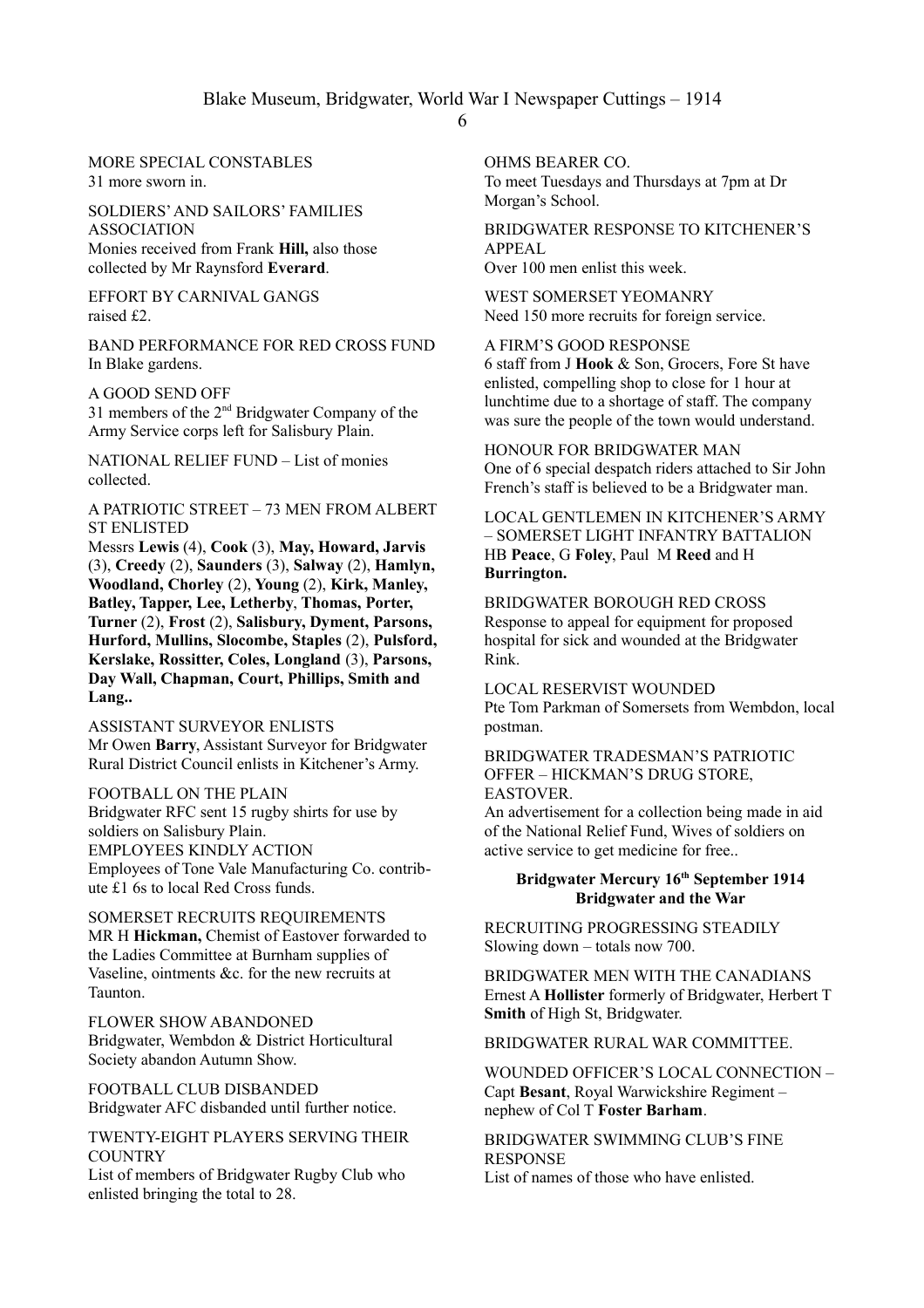MORE SPECIAL CONSTABLES
31 more sworn in.

SOLDIERS' AND SAILORS' FAMILIES ASSOCIATION
Monies received from Frank **Hill,** also those collected by Mr Raynsford **Everard**.

EFFORT BY CARNIVAL GANGS
raised £2.

BAND PERFORMANCE FOR RED CROSS FUND
In Blake gardens.

A GOOD SEND OFF
31 members of the 2nd Bridgwater Company of the Army Service corps left for Salisbury Plain.

NATIONAL RELIEF FUND – List of monies collected.

A PATRIOTIC STREET – 73 MEN FROM ALBERT ST ENLISTED
Messrs **Lewis** (4), **Cook** (3), **May, Howard, Jarvis** (3), **Creedy** (2), **Saunders** (3), **Salway** (2), **Hamlyn, Woodland, Chorley** (2), **Young** (2), **Kirk, Manley, Batley, Tapper, Lee, Letherby**, **Thomas, Porter, Turner** (2), **Frost** (2), **Salisbury, Dyment, Parsons, Hurford, Mullins, Slocombe, Staples** (2), **Pulsford, Kerslake, Rossitter, Coles, Longland** (3), **Parsons, Day Wall, Chapman, Court, Phillips, Smith and Lang..**

ASSISTANT SURVEYOR ENLISTS
Mr Owen **Barry**, Assistant Surveyor for Bridgwater Rural District Council enlists in Kitchener's Army.

FOOTBALL ON THE PLAIN
Bridgwater RFC sent 15 rugby shirts for use by soldiers on Salisbury Plain.

EMPLOYEES KINDLY ACTION
Employees of Tone Vale Manufacturing Co. contribute £1 6s to local Red Cross funds.

SOMERSET RECRUITS REQUIREMENTS
MR H **Hickman,** Chemist of Eastover forwarded to the Ladies Committee at Burnham supplies of Vaseline, ointments &c. for the new recruits at Taunton.

FLOWER SHOW ABANDONED
Bridgwater, Wembdon & District Horticultural Society abandon Autumn Show.

FOOTBALL CLUB DISBANDED
Bridgwater AFC disbanded until further notice.

TWENTY-EIGHT PLAYERS SERVING THEIR COUNTRY
List of members of Bridgwater Rugby Club who enlisted bringing the total to 28.

OHMS BEARER CO.
To meet Tuesdays and Thursdays at 7pm at Dr Morgan's School.

BRIDGWATER RESPONSE TO KITCHENER'S APPEAL
Over 100 men enlist this week.

WEST SOMERSET YEOMANRY
Need 150 more recruits for foreign service.

A FIRM'S GOOD RESPONSE
6 staff from J **Hook** & Son, Grocers, Fore St have enlisted, compelling shop to close for 1 hour at lunchtime due to a shortage of staff. The company was sure the people of the town would understand.

HONOUR FOR BRIDGWATER MAN
One of 6 special despatch riders attached to Sir John French's staff is believed to be a Bridgwater man.

LOCAL GENTLEMEN IN KITCHENER'S ARMY – SOMERSET LIGHT INFANTRY BATTALION
HB **Peace**, G **Foley**, Paul M **Reed** and H **Burrington.**

BRIDGWATER BOROUGH RED CROSS
Response to appeal for equipment for proposed hospital for sick and wounded at the Bridgwater Rink.

LOCAL RESERVIST WOUNDED
Pte Tom Parkman of Somersets from Wembdon, local postman.

BRIDGWATER TRADESMAN'S PATRIOTIC OFFER – HICKMAN'S DRUG STORE, EASTOVER.
An advertisement for a collection being made in aid of the National Relief Fund, Wives of soldiers on active service to get medicine for free..

**Bridgwater Mercury 16th September 1914**
**Bridgwater and the War**

RECRUITING PROGRESSING STEADILY
Slowing down – totals now 700.

BRIDGWATER MEN WITH THE CANADIANS
Ernest A **Hollister** formerly of Bridgwater, Herbert T **Smith** of High St, Bridgwater.

BRIDGWATER RURAL WAR COMMITTEE.

WOUNDED OFFICER'S LOCAL CONNECTION – Capt **Besant**, Royal Warwickshire Regiment – nephew of Col T **Foster Barham**.

BRIDGWATER SWIMMING CLUB'S FINE RESPONSE
List of names of those who have enlisted.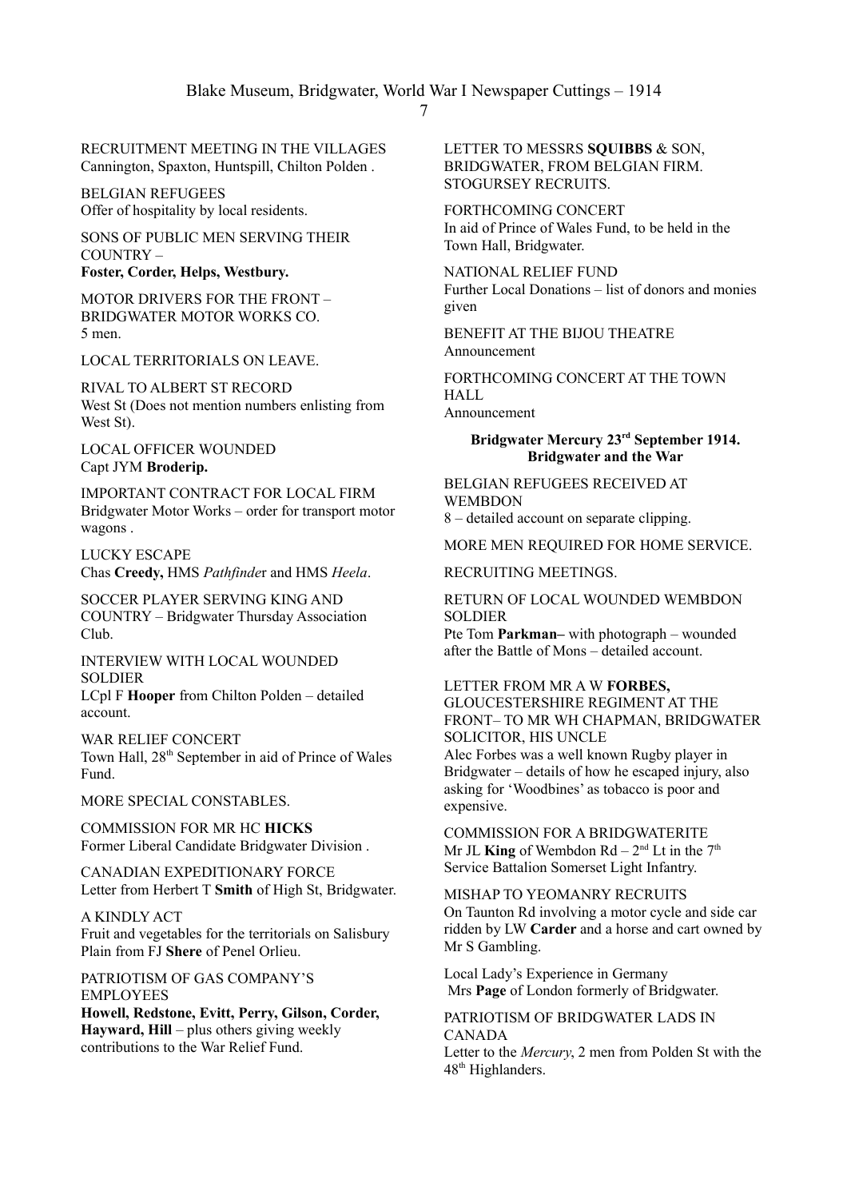RECRUITMENT MEETING IN THE VILLAGES
Cannington, Spaxton, Huntspill, Chilton Polden .

BELGIAN REFUGEES
Offer of hospitality by local residents.

SONS OF PUBLIC MEN SERVING THEIR COUNTRY –
**Foster, Corder, Helps, Westbury.**

MOTOR DRIVERS FOR THE FRONT – BRIDGWATER MOTOR WORKS CO.
5 men.

LOCAL TERRITORIALS ON LEAVE.

RIVAL TO ALBERT ST RECORD
West St (Does not mention numbers enlisting from West St).

LOCAL OFFICER WOUNDED
Capt JYM **Broderip.**

IMPORTANT CONTRACT FOR LOCAL FIRM
Bridgwater Motor Works – order for transport motor wagons .

LUCKY ESCAPE
Chas **Creedy,** HMS *Pathfinde*r and HMS *Heela*.

SOCCER PLAYER SERVING KING AND COUNTRY – Bridgwater Thursday Association Club.

INTERVIEW WITH LOCAL WOUNDED SOLDIER
LCpl F **Hooper** from Chilton Polden – detailed account.

WAR RELIEF CONCERT
Town Hall, 28th September in aid of Prince of Wales Fund.

MORE SPECIAL CONSTABLES.

COMMISSION FOR MR HC **HICKS**
Former Liberal Candidate Bridgwater Division .

CANADIAN EXPEDITIONARY FORCE
Letter from Herbert T **Smith** of High St, Bridgwater.

A KINDLY ACT
Fruit and vegetables for the territorials on Salisbury Plain from FJ **Shere** of Penel Orlieu.

PATRIOTISM OF GAS COMPANY'S EMPLOYEES
**Howell, Redstone, Evitt, Perry, Gilson, Corder, Hayward, Hill** – plus others giving weekly contributions to the War Relief Fund.

LETTER TO MESSRS **SQUIBBS** & SON, BRIDGWATER, FROM BELGIAN FIRM.
STOGURSEY RECRUITS.

FORTHCOMING CONCERT
In aid of Prince of Wales Fund, to be held in the Town Hall, Bridgwater.

NATIONAL RELIEF FUND
Further Local Donations – list of donors and monies given

BENEFIT AT THE BIJOU THEATRE
Announcement

FORTHCOMING CONCERT AT THE TOWN HALL
Announcement

### Bridgwater Mercury 23rd September 1914. Bridgwater and the War

BELGIAN REFUGEES RECEIVED AT WEMBDON
8 – detailed account on separate clipping.

MORE MEN REQUIRED FOR HOME SERVICE.

RECRUITING MEETINGS.

RETURN OF LOCAL WOUNDED WEMBDON SOLDIER
Pte Tom **Parkman–** with photograph – wounded after the Battle of Mons – detailed account.

LETTER FROM MR A W **FORBES,** GLOUCESTERSHIRE REGIMENT AT THE FRONT– TO MR WH CHAPMAN, BRIDGWATER SOLICITOR, HIS UNCLE
Alec Forbes was a well known Rugby player in Bridgwater – details of how he escaped injury, also asking for 'Woodbines' as tobacco is poor and expensive.

COMMISSION FOR A BRIDGWATERITE
Mr JL **King** of Wembdon Rd – 2nd Lt in the 7th Service Battalion Somerset Light Infantry.

MISHAP TO YEOMANRY RECRUITS
On Taunton Rd involving a motor cycle and side car ridden by LW **Carder** and a horse and cart owned by Mr S Gambling.

Local Lady's Experience in Germany
Mrs **Page** of London formerly of Bridgwater.

PATRIOTISM OF BRIDGWATER LADS IN CANADA
Letter to the *Mercury*, 2 men from Polden St with the 48th Highlanders.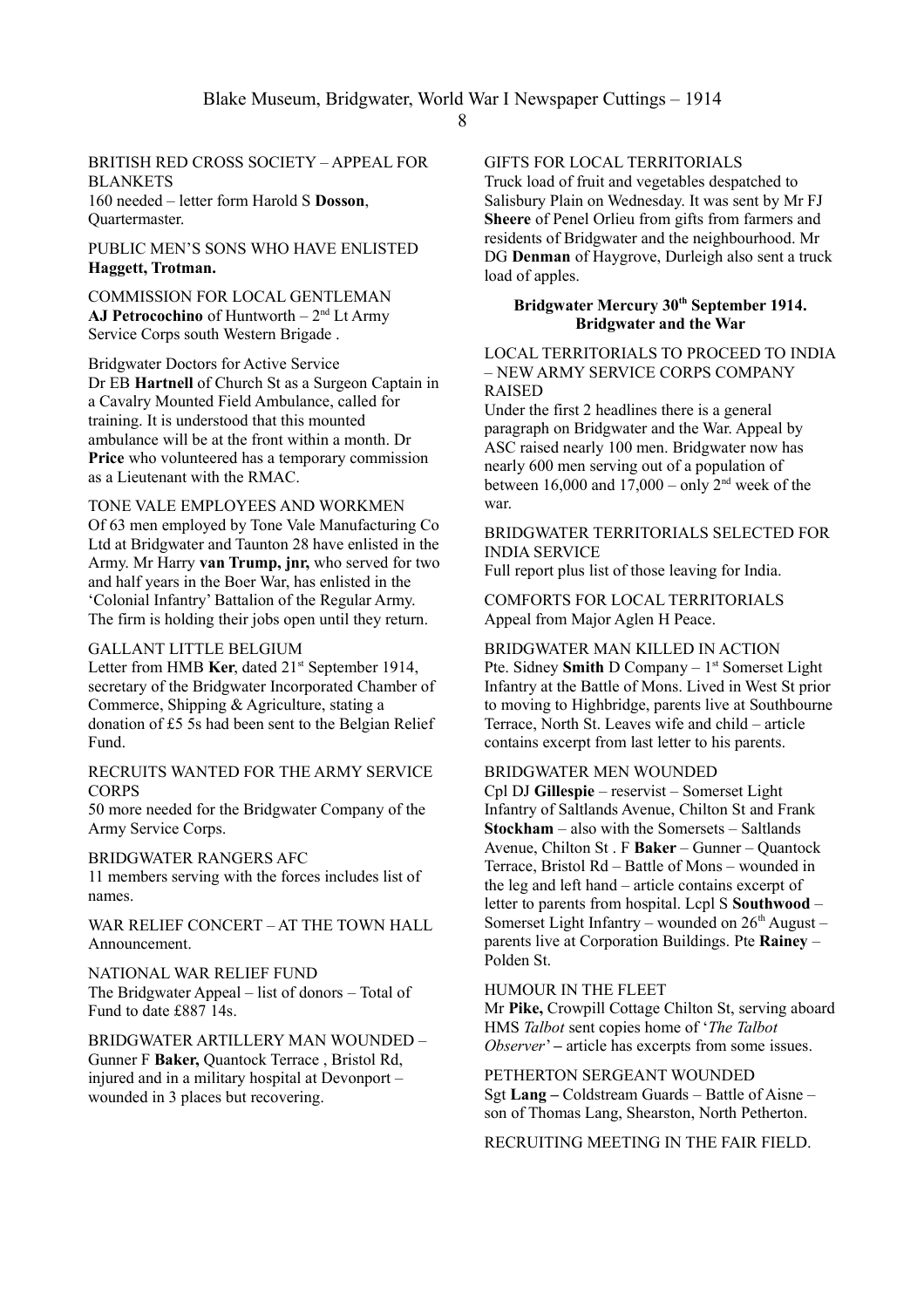BRITISH RED CROSS SOCIETY – APPEAL FOR BLANKETS
160 needed – letter form Harold S **Dosson**, Quartermaster.

PUBLIC MEN'S SONS WHO HAVE ENLISTED
**Haggett, Trotman.**

COMMISSION FOR LOCAL GENTLEMAN
**AJ Petrocochino** of Huntworth – 2nd Lt Army Service Corps south Western Brigade .

Bridgwater Doctors for Active Service
Dr EB **Hartnell** of Church St as a Surgeon Captain in a Cavalry Mounted Field Ambulance, called for training. It is understood that this mounted ambulance will be at the front within a month. Dr **Price** who volunteered has a temporary commission as a Lieutenant with the RMAC.

TONE VALE EMPLOYEES AND WORKMEN
Of 63 men employed by Tone Vale Manufacturing Co Ltd at Bridgwater and Taunton 28 have enlisted in the Army. Mr Harry **van Trump, jnr,** who served for two and half years in the Boer War, has enlisted in the 'Colonial Infantry' Battalion of the Regular Army. The firm is holding their jobs open until they return.

GALLANT LITTLE BELGIUM
Letter from HMB **Ker**, dated 21st September 1914, secretary of the Bridgwater Incorporated Chamber of Commerce, Shipping & Agriculture, stating a donation of £5 5s had been sent to the Belgian Relief Fund.

RECRUITS WANTED FOR THE ARMY SERVICE CORPS
50 more needed for the Bridgwater Company of the Army Service Corps.

BRIDGWATER RANGERS AFC
11 members serving with the forces includes list of names.

WAR RELIEF CONCERT – AT THE TOWN HALL
Announcement.

NATIONAL WAR RELIEF FUND
The Bridgwater Appeal – list of donors – Total of Fund to date £887 14s.

BRIDGWATER ARTILLERY MAN WOUNDED – Gunner F **Baker,** Quantock Terrace , Bristol Rd, injured and in a military hospital at Devonport – wounded in 3 places but recovering.

GIFTS FOR LOCAL TERRITORIALS
Truck load of fruit and vegetables despatched to Salisbury Plain on Wednesday. It was sent by Mr FJ **Sheere** of Penel Orlieu from gifts from farmers and residents of Bridgwater and the neighbourhood. Mr DG **Denman** of Haygrove, Durleigh also sent a truck load of apples.

**Bridgwater Mercury 30th September 1914.**
**Bridgwater and the War**

LOCAL TERRITORIALS TO PROCEED TO INDIA – NEW ARMY SERVICE CORPS COMPANY RAISED
Under the first 2 headlines there is a general paragraph on Bridgwater and the War. Appeal by ASC raised nearly 100 men. Bridgwater now has nearly 600 men serving out of a population of between 16,000 and 17,000 – only 2nd week of the war.

BRIDGWATER TERRITORIALS SELECTED FOR INDIA SERVICE
Full report plus list of those leaving for India.

COMFORTS FOR LOCAL TERRITORIALS
Appeal from Major Aglen H Peace.

BRIDGWATER MAN KILLED IN ACTION
Pte. Sidney **Smith** D Company – 1st Somerset Light Infantry at the Battle of Mons. Lived in West St prior to moving to Highbridge, parents live at Southbourne Terrace, North St. Leaves wife and child – article contains excerpt from last letter to his parents.

BRIDGWATER MEN WOUNDED
Cpl DJ **Gillespie** – reservist – Somerset Light Infantry of Saltlands Avenue, Chilton St and Frank **Stockham** – also with the Somersets – Saltlands Avenue, Chilton St . F **Baker** – Gunner – Quantock Terrace, Bristol Rd – Battle of Mons – wounded in the leg and left hand – article contains excerpt of letter to parents from hospital. Lcpl S **Southwood** – Somerset Light Infantry – wounded on 26th August – parents live at Corporation Buildings. Pte **Rainey** – Polden St.

HUMOUR IN THE FLEET
Mr **Pike,** Crowpill Cottage Chilton St, serving aboard HMS *Talbot* sent copies home of '*The Talbot Observer*' **–** article has excerpts from some issues.

PETHERTON SERGEANT WOUNDED
Sgt **Lang –** Coldstream Guards – Battle of Aisne – son of Thomas Lang, Shearston, North Petherton.

RECRUITING MEETING IN THE FAIR FIELD.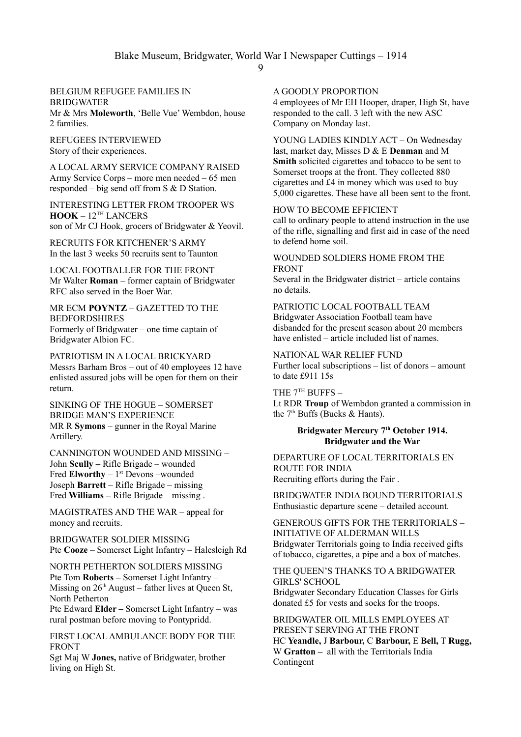BELGIUM REFUGEE FAMILIES IN BRIDGWATER
Mr & Mrs **Moleworth**, 'Belle Vue' Wembdon, house 2 families.

REFUGEES INTERVIEWED
Story of their experiences.

A LOCAL ARMY SERVICE COMPANY RAISED
Army Service Corps – more men needed – 65 men responded – big send off from S & D Station.

INTERESTING LETTER FROM TROOPER WS **HOOK** – 12TH LANCERS
son of Mr CJ Hook, grocers of Bridgwater & Yeovil.

RECRUITS FOR KITCHENER'S ARMY
In the last 3 weeks 50 recruits sent to Taunton

LOCAL FOOTBALLER FOR THE FRONT
Mr Walter **Roman** – former captain of Bridgwater RFC also served in the Boer War.

MR ECM **POYNTZ** – GAZETTED TO THE BEDFORDSHIRES
Formerly of Bridgwater – one time captain of Bridgwater Albion FC.

PATRIOTISM IN A LOCAL BRICKYARD
Messrs Barham Bros – out of 40 employees 12 have enlisted assured jobs will be open for them on their return.

SINKING OF THE HOGUE – SOMERSET BRIDGE MAN'S EXPERIENCE
MR R **Symons** – gunner in the Royal Marine Artillery.

CANNINGTON WOUNDED AND MISSING –
John **Scully –** Rifle Brigade – wounded
Fred **Elworthy** – 1st Devons –wounded
Joseph **Barrett** – Rifle Brigade – missing
Fred **Williams –** Rifle Brigade – missing .

MAGISTRATES AND THE WAR – appeal for money and recruits.

BRIDGWATER SOLDIER MISSING
Pte **Cooze** – Somerset Light Infantry – Halesleigh Rd

NORTH PETHERTON SOLDIERS MISSING
Pte Tom **Roberts –** Somerset Light Infantry – Missing on 26th August – father lives at Queen St, North Petherton
Pte Edward **Elder –** Somerset Light Infantry – was rural postman before moving to Pontypridd.

FIRST LOCAL AMBULANCE BODY FOR THE FRONT
Sgt Maj W **Jones,** native of Bridgwater, brother living on High St.

A GOODLY PROPORTION
4 employees of Mr EH Hooper, draper, High St, have responded to the call. 3 left with the new ASC Company on Monday last.

YOUNG LADIES KINDLY ACT – On Wednesday last, market day, Misses D & E **Denman** and M **Smith** solicited cigarettes and tobacco to be sent to Somerset troops at the front. They collected 880 cigarettes and £4 in money which was used to buy 5,000 cigarettes. These have all been sent to the front.

HOW TO BECOME EFFICIENT
call to ordinary people to attend instruction in the use of the rifle, signalling and first aid in case of the need to defend home soil.

WOUNDED SOLDIERS HOME FROM THE FRONT
Several in the Bridgwater district – article contains no details.

PATRIOTIC LOCAL FOOTBALL TEAM
Bridgwater Association Football team have disbanded for the present season about 20 members have enlisted – article included list of names.

NATIONAL WAR RELIEF FUND
Further local subscriptions – list of donors – amount to date £911 15s

THE 7TH BUFFS –
Lt RDR **Troop** of Wembdon granted a commission in the 7th Buffs (Bucks & Hants).

**Bridgwater Mercury 7th October 1914.**
**Bridgwater and the War**

DEPARTURE OF LOCAL TERRITORIALS EN ROUTE FOR INDIA
Recruiting efforts during the Fair .

BRIDGWATER INDIA BOUND TERRITORIALS –
Enthusiastic departure scene – detailed account.

GENEROUS GIFTS FOR THE TERRITORIALS – INITIATIVE OF ALDERMAN WILLS
Bridgwater Territorials going to India received gifts of tobacco, cigarettes, a pipe and a box of matches.

THE QUEEN'S THANKS TO A BRIDGWATER GIRLS' SCHOOL
Bridgwater Secondary Education Classes for Girls donated £5 for vests and socks for the troops.

BRIDGWATER OIL MILLS EMPLOYEES AT PRESENT SERVING AT THE FRONT
HC **Yeandle,** J **Barbour,** C **Barbour,** E **Bell,** T **Rugg,** W **Gratton –** all with the Territorials India Contingent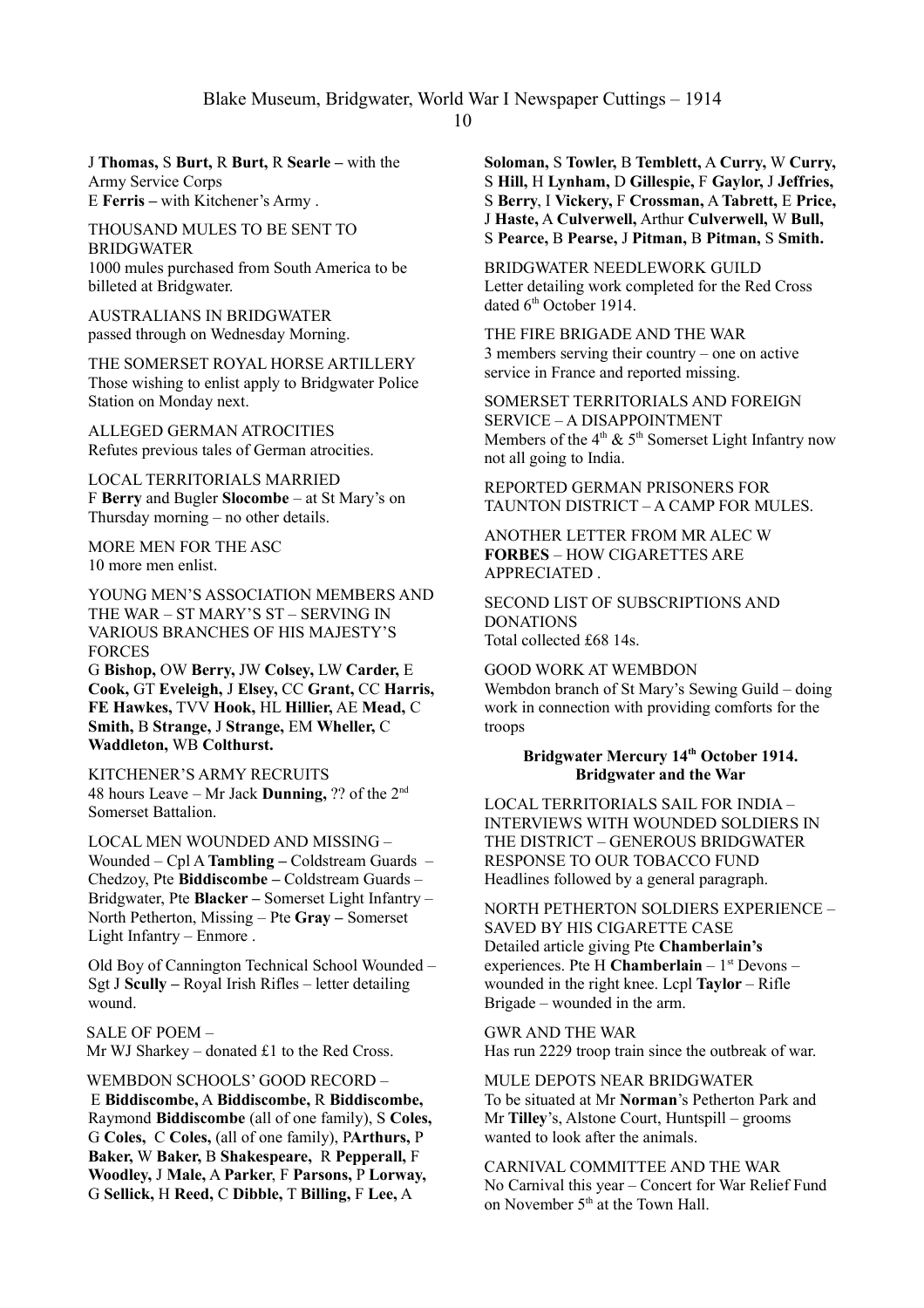J **Thomas,** S **Burt,** R **Burt,** R **Searle –** with the Army Service Corps
E **Ferris –** with Kitchener's Army .

THOUSAND MULES TO BE SENT TO BRIDGWATER
1000 mules purchased from South America to be billeted at Bridgwater.

AUSTRALIANS IN BRIDGWATER
passed through on Wednesday Morning.

THE SOMERSET ROYAL HORSE ARTILLERY
Those wishing to enlist apply to Bridgwater Police Station on Monday next.

ALLEGED GERMAN ATROCITIES
Refutes previous tales of German atrocities.

LOCAL TERRITORIALS MARRIED
F **Berry** and Bugler **Slocombe** – at St Mary's on Thursday morning – no other details.

MORE MEN FOR THE ASC
10 more men enlist.

YOUNG MEN'S ASSOCIATION MEMBERS AND THE WAR – ST MARY'S ST – SERVING IN VARIOUS BRANCHES OF HIS MAJESTY'S FORCES
G **Bishop,** OW **Berry,** JW **Colsey,** LW **Carder,** E **Cook,** GT **Eveleigh,** J **Elsey,** CC **Grant,** CC **Harris, FE Hawkes,** TVV **Hook,** HL **Hillier,** AE **Mead,** C **Smith,** B **Strange,** J **Strange,** EM **Wheller,** C **Waddleton,** WB **Colthurst.**

KITCHENER'S ARMY RECRUITS
48 hours Leave – Mr Jack **Dunning,** ?? of the 2nd Somerset Battalion.

LOCAL MEN WOUNDED AND MISSING – Wounded – Cpl A **Tambling –** Coldstream Guards – Chedzoy, Pte **Biddiscombe –** Coldstream Guards – Bridgwater, Pte **Blacker –** Somerset Light Infantry – North Petherton, Missing – Pte **Gray –** Somerset Light Infantry – Enmore .

Old Boy of Cannington Technical School Wounded – Sgt J **Scully –** Royal Irish Rifles – letter detailing wound.

SALE OF POEM –
Mr WJ Sharkey – donated £1 to the Red Cross.

WEMBDON SCHOOLS' GOOD RECORD –
E **Biddiscombe,** A **Biddiscombe,** R **Biddiscombe,** Raymond **Biddiscombe** (all of one family), S **Coles,** G **Coles,** C **Coles,** (all of one family), P**Arthurs,** P **Baker,** W **Baker,** B **Shakespeare,** R **Pepperall,** F **Woodley,** J **Male,** A **Parker**, F **Parsons,** P **Lorway,** G **Sellick,** H **Reed,** C **Dibble,** T **Billing,** F **Lee,** A **Soloman,** S **Towler,** B **Temblett,** A **Curry,** W **Curry,** S **Hill,** H **Lynham,** D **Gillespie,** F **Gaylor,** J **Jeffries,** S **Berry**, I **Vickery,** F **Crossman,** A **Tabrett,** E **Price,** J **Haste,** A **Culverwell,** Arthur **Culverwell,** W **Bull,** S **Pearce,** B **Pearse,** J **Pitman,** B **Pitman,** S **Smith.**

BRIDGWATER NEEDLEWORK GUILD
Letter detailing work completed for the Red Cross dated 6th October 1914.

THE FIRE BRIGADE AND THE WAR
3 members serving their country – one on active service in France and reported missing.

SOMERSET TERRITORIALS AND FOREIGN SERVICE – A DISAPPOINTMENT
Members of the 4th & 5th Somerset Light Infantry now not all going to India.

REPORTED GERMAN PRISONERS FOR TAUNTON DISTRICT – A CAMP FOR MULES.

ANOTHER LETTER FROM MR ALEC W **FORBES** – HOW CIGARETTES ARE APPRECIATED .

SECOND LIST OF SUBSCRIPTIONS AND DONATIONS
Total collected £68 14s.

GOOD WORK AT WEMBDON
Wembdon branch of St Mary's Sewing Guild – doing work in connection with providing comforts for the troops

**Bridgwater Mercury 14th October 1914.**
**Bridgwater and the War**

LOCAL TERRITORIALS SAIL FOR INDIA – INTERVIEWS WITH WOUNDED SOLDIERS IN THE DISTRICT – GENEROUS BRIDGWATER RESPONSE TO OUR TOBACCO FUND
Headlines followed by a general paragraph.

NORTH PETHERTON SOLDIERS EXPERIENCE – SAVED BY HIS CIGARETTE CASE
Detailed article giving Pte **Chamberlain's** experiences. Pte H **Chamberlain** – 1st Devons – wounded in the right knee. Lcpl **Taylor** – Rifle Brigade – wounded in the arm.

GWR AND THE WAR
Has run 2229 troop train since the outbreak of war.

MULE DEPOTS NEAR BRIDGWATER
To be situated at Mr **Norman**'s Petherton Park and Mr **Tilley**'s, Alstone Court, Huntspill – grooms wanted to look after the animals.

CARNIVAL COMMITTEE AND THE WAR
No Carnival this year – Concert for War Relief Fund on November 5th at the Town Hall.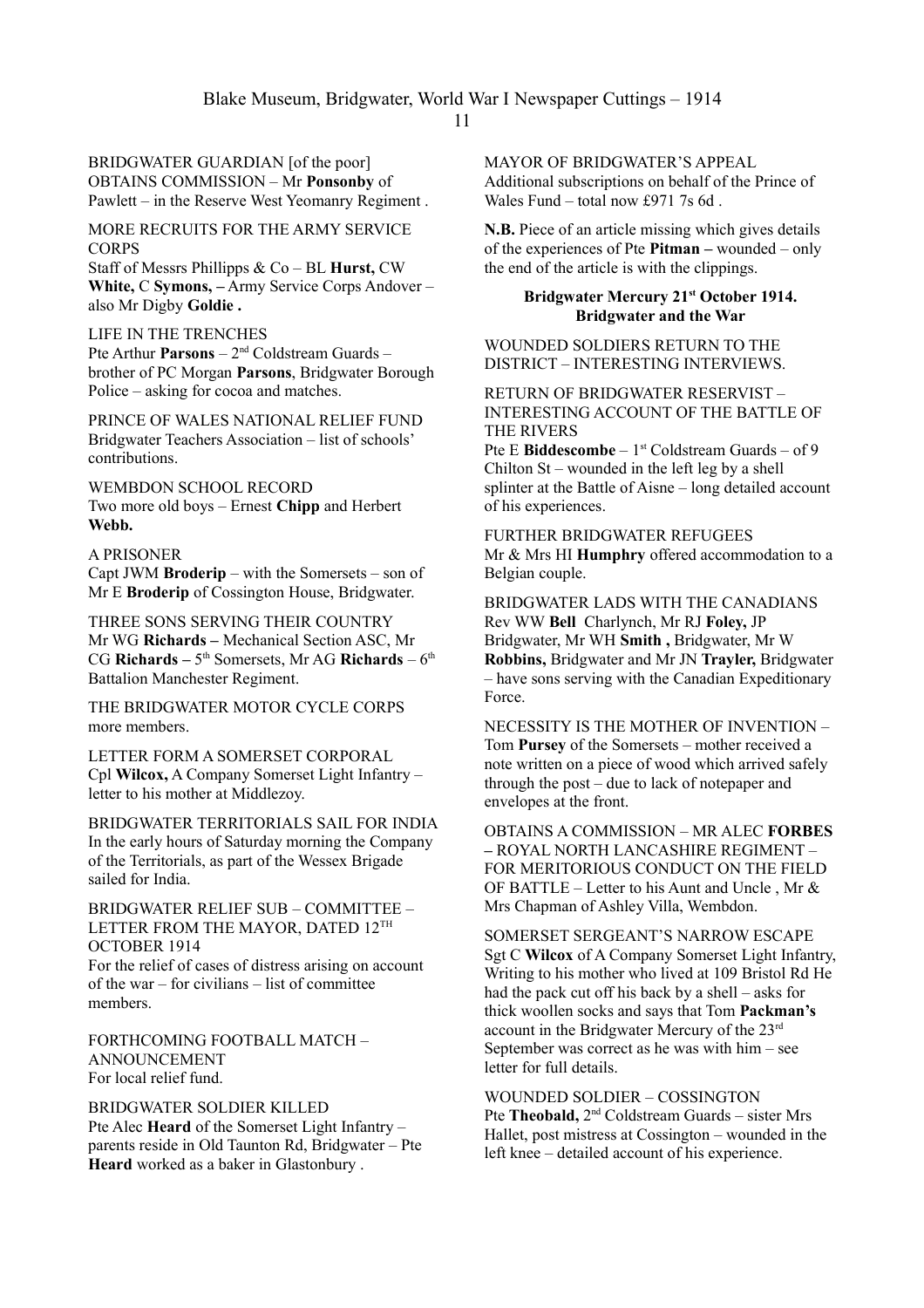BRIDGWATER GUARDIAN [of the poor] OBTAINS COMMISSION – Mr **Ponsonby** of Pawlett – in the Reserve West Yeomanry Regiment .

MORE RECRUITS FOR THE ARMY SERVICE CORPS
Staff of Messrs Phillipps & Co – BL **Hurst,** CW **White,** C **Symons, –** Army Service Corps Andover – also Mr Digby **Goldie .**

LIFE IN THE TRENCHES
Pte Arthur **Parsons** – 2nd Coldstream Guards – brother of PC Morgan **Parsons**, Bridgwater Borough Police – asking for cocoa and matches.

PRINCE OF WALES NATIONAL RELIEF FUND
Bridgwater Teachers Association – list of schools' contributions.

WEMBDON SCHOOL RECORD
Two more old boys – Ernest **Chipp** and Herbert **Webb.**

A PRISONER
Capt JWM **Broderip** – with the Somersets – son of Mr E **Broderip** of Cossington House, Bridgwater.

THREE SONS SERVING THEIR COUNTRY
Mr WG **Richards –** Mechanical Section ASC, Mr CG **Richards –** 5th Somersets, Mr AG **Richards** – 6th Battalion Manchester Regiment.

THE BRIDGWATER MOTOR CYCLE CORPS
more members.

LETTER FORM A SOMERSET CORPORAL
Cpl **Wilcox,** A Company Somerset Light Infantry – letter to his mother at Middlezoy.

BRIDGWATER TERRITORIALS SAIL FOR INDIA
In the early hours of Saturday morning the Company of the Territorials, as part of the Wessex Brigade sailed for India.

BRIDGWATER RELIEF SUB – COMMITTEE – LETTER FROM THE MAYOR, DATED 12TH OCTOBER 1914
For the relief of cases of distress arising on account of the war – for civilians – list of committee members.

FORTHCOMING FOOTBALL MATCH – ANNOUNCEMENT
For local relief fund.

BRIDGWATER SOLDIER KILLED
Pte Alec **Heard** of the Somerset Light Infantry – parents reside in Old Taunton Rd, Bridgwater – Pte **Heard** worked as a baker in Glastonbury .

MAYOR OF BRIDGWATER'S APPEAL
Additional subscriptions on behalf of the Prince of Wales Fund – total now £971 7s 6d .

**N.B.** Piece of an article missing which gives details of the experiences of Pte **Pitman –** wounded – only the end of the article is with the clippings.

**Bridgwater Mercury 21st October 1914.**
**Bridgwater and the War**

WOUNDED SOLDIERS RETURN TO THE DISTRICT – INTERESTING INTERVIEWS.

RETURN OF BRIDGWATER RESERVIST – INTERESTING ACCOUNT OF THE BATTLE OF THE RIVERS
Pte E **Biddescombe** – 1st Coldstream Guards – of 9 Chilton St – wounded in the left leg by a shell splinter at the Battle of Aisne – long detailed account of his experiences.

FURTHER BRIDGWATER REFUGEES
Mr & Mrs HI **Humphry** offered accommodation to a Belgian couple.

BRIDGWATER LADS WITH THE CANADIANS
Rev WW **Bell** Charlynch, Mr RJ **Foley,** JP Bridgwater, Mr WH **Smith ,** Bridgwater, Mr W **Robbins,** Bridgwater and Mr JN **Trayler,** Bridgwater – have sons serving with the Canadian Expeditionary Force.

NECESSITY IS THE MOTHER OF INVENTION – Tom **Pursey** of the Somersets – mother received a note written on a piece of wood which arrived safely through the post – due to lack of notepaper and envelopes at the front.

OBTAINS A COMMISSION – MR ALEC **FORBES –** ROYAL NORTH LANCASHIRE REGIMENT – FOR MERITORIOUS CONDUCT ON THE FIELD OF BATTLE – Letter to his Aunt and Uncle , Mr & Mrs Chapman of Ashley Villa, Wembdon.

SOMERSET SERGEANT'S NARROW ESCAPE
Sgt C **Wilcox** of A Company Somerset Light Infantry, Writing to his mother who lived at 109 Bristol Rd He had the pack cut off his back by a shell – asks for thick woollen socks and says that Tom **Packman's** account in the Bridgwater Mercury of the 23rd September was correct as he was with him – see letter for full details.

WOUNDED SOLDIER – COSSINGTON
Pte **Theobald,** 2nd Coldstream Guards – sister Mrs Hallet, post mistress at Cossington – wounded in the left knee – detailed account of his experience.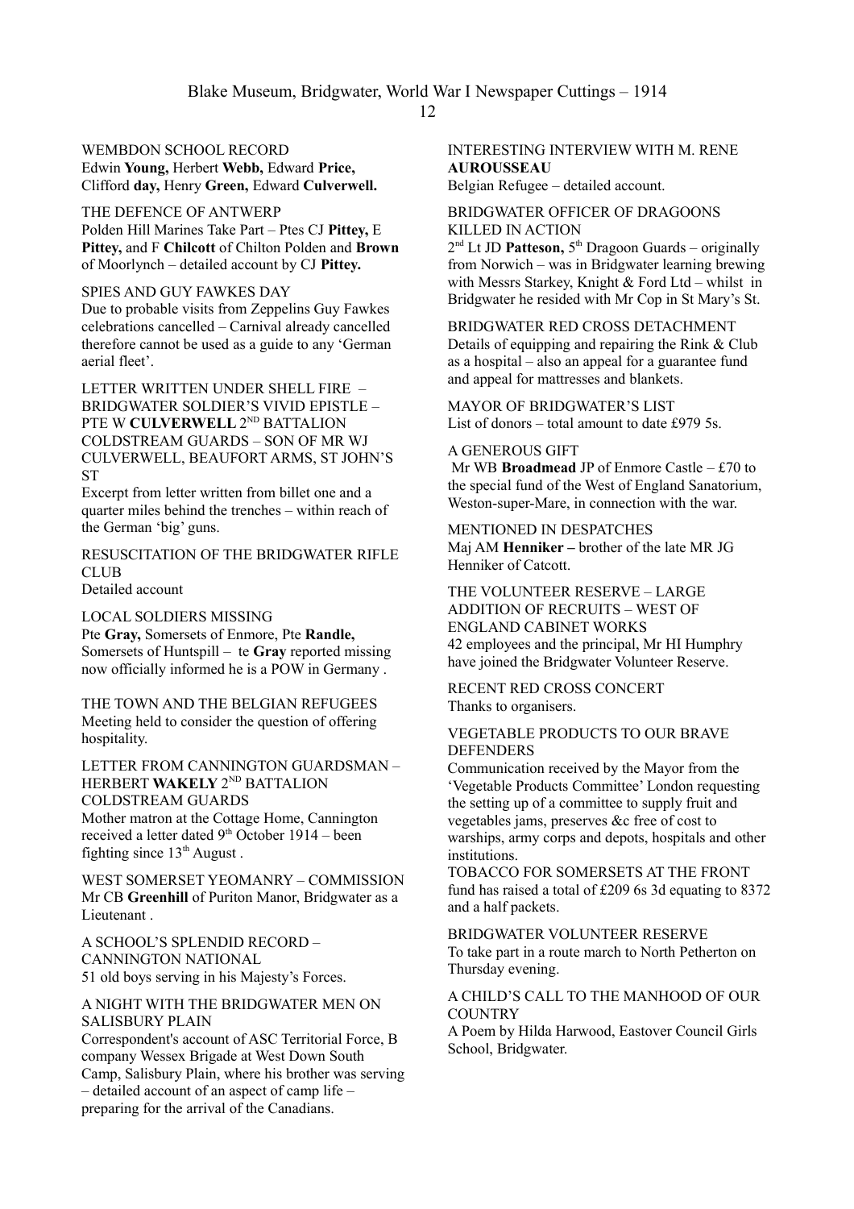WEMBDON SCHOOL RECORD

Edwin **Young,** Herbert **Webb,** Edward **Price,** Clifford **day,** Henry **Green,** Edward **Culverwell.**

THE DEFENCE OF ANTWERP

Polden Hill Marines Take Part – Ptes CJ **Pittey,** E **Pittey,** and F **Chilcott** of Chilton Polden and **Brown** of Moorlynch – detailed account by CJ **Pittey.**

SPIES AND GUY FAWKES DAY

Due to probable visits from Zeppelins Guy Fawkes celebrations cancelled – Carnival already cancelled therefore cannot be used as a guide to any 'German aerial fleet'.

LETTER WRITTEN UNDER SHELL FIRE – BRIDGWATER SOLDIER'S VIVID EPISTLE – PTE W **CULVERWELL** 2ND BATTALION COLDSTREAM GUARDS – SON OF MR WJ CULVERWELL, BEAUFORT ARMS, ST JOHN'S ST

Excerpt from letter written from billet one and a quarter miles behind the trenches – within reach of the German 'big' guns.

RESUSCITATION OF THE BRIDGWATER RIFLE CLUB

Detailed account

LOCAL SOLDIERS MISSING

Pte **Gray,** Somersets of Enmore, Pte **Randle,** Somersets of Huntspill – te **Gray** reported missing now officially informed he is a POW in Germany .

THE TOWN AND THE BELGIAN REFUGEES

Meeting held to consider the question of offering hospitality.

LETTER FROM CANNINGTON GUARDSMAN – HERBERT **WAKELY** 2ND BATTALION COLDSTREAM GUARDS

Mother matron at the Cottage Home, Cannington received a letter dated 9th October 1914 – been fighting since 13th August .

WEST SOMERSET YEOMANRY – COMMISSION

Mr CB **Greenhill** of Puriton Manor, Bridgwater as a Lieutenant .

A SCHOOL'S SPLENDID RECORD – CANNINGTON NATIONAL

51 old boys serving in his Majesty's Forces.

A NIGHT WITH THE BRIDGWATER MEN ON SALISBURY PLAIN

Correspondent's account of ASC Territorial Force, B company Wessex Brigade at West Down South Camp, Salisbury Plain, where his brother was serving – detailed account of an aspect of camp life – preparing for the arrival of the Canadians.

INTERESTING INTERVIEW WITH M. RENE **AUROUSSEAU**

Belgian Refugee – detailed account.

BRIDGWATER OFFICER OF DRAGOONS KILLED IN ACTION

2nd Lt JD **Patteson,** 5th Dragoon Guards – originally from Norwich – was in Bridgwater learning brewing with Messrs Starkey, Knight & Ford Ltd – whilst in Bridgwater he resided with Mr Cop in St Mary's St.

BRIDGWATER RED CROSS DETACHMENT

Details of equipping and repairing the Rink & Club as a hospital – also an appeal for a guarantee fund and appeal for mattresses and blankets.

MAYOR OF BRIDGWATER'S LIST

List of donors – total amount to date £979 5s.

A GENEROUS GIFT

Mr WB **Broadmead** JP of Enmore Castle – £70 to the special fund of the West of England Sanatorium, Weston-super-Mare, in connection with the war.

MENTIONED IN DESPATCHES

Maj AM **Henniker –** brother of the late MR JG Henniker of Catcott.

THE VOLUNTEER RESERVE – LARGE ADDITION OF RECRUITS – WEST OF ENGLAND CABINET WORKS

42 employees and the principal, Mr HI Humphry have joined the Bridgwater Volunteer Reserve.

RECENT RED CROSS CONCERT

Thanks to organisers.

VEGETABLE PRODUCTS TO OUR BRAVE DEFENDERS

Communication received by the Mayor from the 'Vegetable Products Committee' London requesting the setting up of a committee to supply fruit and vegetables jams, preserves &c free of cost to warships, army corps and depots, hospitals and other institutions.

TOBACCO FOR SOMERSETS AT THE FRONT

fund has raised a total of £209 6s 3d equating to 8372 and a half packets.

BRIDGWATER VOLUNTEER RESERVE

To take part in a route march to North Petherton on Thursday evening.

A CHILD'S CALL TO THE MANHOOD OF OUR COUNTRY

A Poem by Hilda Harwood, Eastover Council Girls School, Bridgwater.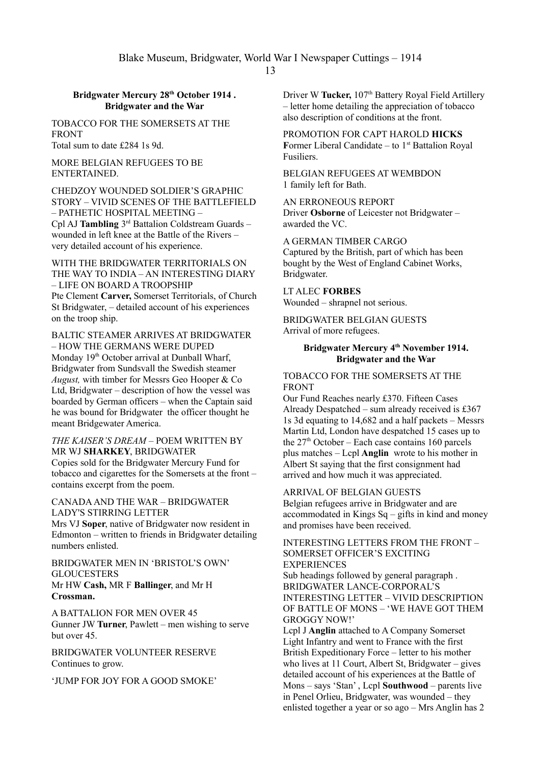**Bridgwater Mercury 28th October 1914 .**
**Bridgwater and the War**

TOBACCO FOR THE SOMERSETS AT THE FRONT
Total sum to date £284 1s 9d.

MORE BELGIAN REFUGEES TO BE ENTERTAINED.

CHEDZOY WOUNDED SOLDIER'S GRAPHIC STORY – VIVID SCENES OF THE BATTLEFIELD – PATHETIC HOSPITAL MEETING –
Cpl AJ **Tambling** 3rd Battalion Coldstream Guards – wounded in left knee at the Battle of the Rivers – very detailed account of his experience.

WITH THE BRIDGWATER TERRITORIALS ON THE WAY TO INDIA – AN INTERESTING DIARY – LIFE ON BOARD A TROOPSHIP
Pte Clement **Carver,** Somerset Territorials, of Church St Bridgwater, – detailed account of his experiences on the troop ship.

BALTIC STEAMER ARRIVES AT BRIDGWATER – HOW THE GERMANS WERE DUPED
Monday 19th October arrival at Dunball Wharf, Bridgwater from Sundsvall the Swedish steamer *August,* with timber for Messrs Geo Hooper & Co Ltd, Bridgwater – description of how the vessel was boarded by German officers – when the Captain said he was bound for Bridgwater the officer thought he meant Bridgewater America.

*THE KAISER'S DREAM* – POEM WRITTEN BY MR WJ **SHARKEY**, BRIDGWATER
Copies sold for the Bridgwater Mercury Fund for tobacco and cigarettes for the Somersets at the front – contains excerpt from the poem.

CANADA AND THE WAR – BRIDGWATER LADY'S STIRRING LETTER
Mrs VJ **Soper**, native of Bridgwater now resident in Edmonton – written to friends in Bridgwater detailing numbers enlisted.

BRIDGWATER MEN IN 'BRISTOL'S OWN' GLOUCESTERS
Mr HW **Cash,** MR F **Ballinger**, and Mr H **Crossman.**

A BATTALION FOR MEN OVER 45
Gunner JW **Turner**, Pawlett – men wishing to serve but over 45.

BRIDGWATER VOLUNTEER RESERVE
Continues to grow.

'JUMP FOR JOY FOR A GOOD SMOKE'
Driver W **Tucker,** 107th Battery Royal Field Artillery – letter home detailing the appreciation of tobacco also description of conditions at the front.

PROMOTION FOR CAPT HAROLD **HICKS**
**F**ormer Liberal Candidate – to 1st Battalion Royal Fusiliers.

BELGIAN REFUGEES AT WEMBDON
1 family left for Bath.

AN ERRONEOUS REPORT
Driver **Osborne** of Leicester not Bridgwater – awarded the VC.

A GERMAN TIMBER CARGO
Captured by the British, part of which has been bought by the West of England Cabinet Works, Bridgwater.

LT ALEC **FORBES**
Wounded – shrapnel not serious.

BRIDGWATER BELGIAN GUESTS
Arrival of more refugees.

**Bridgwater Mercury 4th November 1914.**
**Bridgwater and the War**

TOBACCO FOR THE SOMERSETS AT THE FRONT
Our Fund Reaches nearly £370. Fifteen Cases Already Despatched – sum already received is £367 1s 3d equating to 14,682 and a half packets – Messrs Martin Ltd, London have despatched 15 cases up to the 27th October – Each case contains 160 parcels plus matches – Lcpl **Anglin** wrote to his mother in Albert St saying that the first consignment had arrived and how much it was appreciated.

ARRIVAL OF BELGIAN GUESTS
Belgian refugees arrive in Bridgwater and are accommodated in Kings Sq – gifts in kind and money and promises have been received.

INTERESTING LETTERS FROM THE FRONT – SOMERSET OFFICER'S EXCITING EXPERIENCES
Sub headings followed by general paragraph .
BRIDGWATER LANCE-CORPORAL'S INTERESTING LETTER – VIVID DESCRIPTION OF BATTLE OF MONS – 'WE HAVE GOT THEM GROGGY NOW!'
Lcpl J **Anglin** attached to A Company Somerset Light Infantry and went to France with the first British Expeditionary Force – letter to his mother who lives at 11 Court, Albert St, Bridgwater – gives detailed account of his experiences at the Battle of Mons – says 'Stan' , Lcpl **Southwood** – parents live in Penel Orlieu, Bridgwater, was wounded – they enlisted together a year or so ago – Mrs Anglin has 2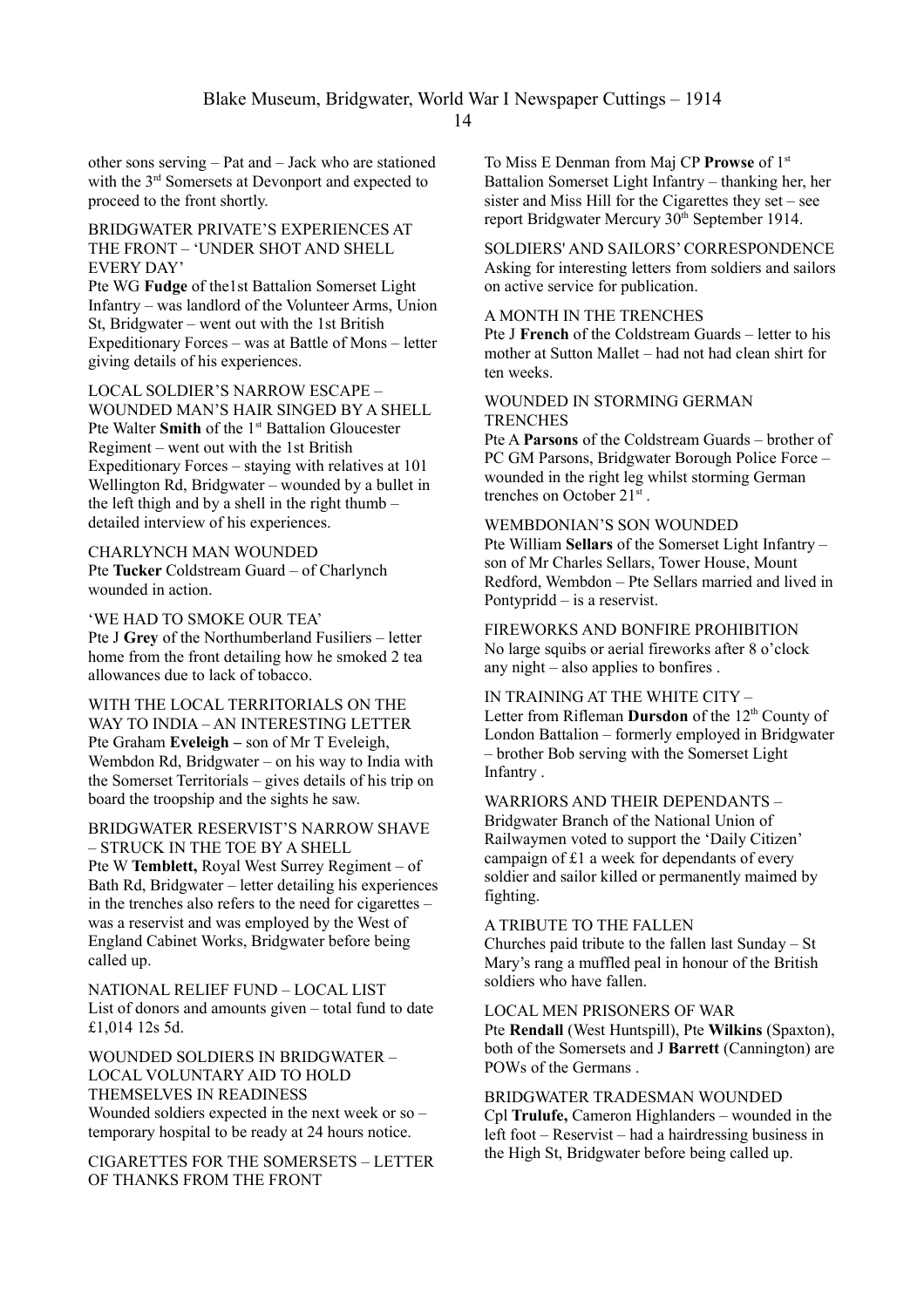other sons serving – Pat and – Jack who are stationed with the 3rd Somersets at Devonport and expected to proceed to the front shortly.

BRIDGWATER PRIVATE'S EXPERIENCES AT THE FRONT – 'UNDER SHOT AND SHELL EVERY DAY'
Pte WG **Fudge** of the1st Battalion Somerset Light Infantry – was landlord of the Volunteer Arms, Union St, Bridgwater – went out with the 1st British Expeditionary Forces – was at Battle of Mons – letter giving details of his experiences.

LOCAL SOLDIER'S NARROW ESCAPE – WOUNDED MAN'S HAIR SINGED BY A SHELL
Pte Walter **Smith** of the 1st Battalion Gloucester Regiment – went out with the 1st British Expeditionary Forces – staying with relatives at 101 Wellington Rd, Bridgwater – wounded by a bullet in the left thigh and by a shell in the right thumb – detailed interview of his experiences.

CHARLYNCH MAN WOUNDED
Pte **Tucker** Coldstream Guard – of Charlynch wounded in action.

'WE HAD TO SMOKE OUR TEA'
Pte J **Grey** of the Northumberland Fusiliers – letter home from the front detailing how he smoked 2 tea allowances due to lack of tobacco.

WITH THE LOCAL TERRITORIALS ON THE WAY TO INDIA – AN INTERESTING LETTER
Pte Graham **Eveleigh –** son of Mr T Eveleigh, Wembdon Rd, Bridgwater – on his way to India with the Somerset Territorials – gives details of his trip on board the troopship and the sights he saw.

BRIDGWATER RESERVIST'S NARROW SHAVE – STRUCK IN THE TOE BY A SHELL
Pte W **Temblett,** Royal West Surrey Regiment – of Bath Rd, Bridgwater – letter detailing his experiences in the trenches also refers to the need for cigarettes – was a reservist and was employed by the West of England Cabinet Works, Bridgwater before being called up.

NATIONAL RELIEF FUND – LOCAL LIST
List of donors and amounts given – total fund to date £1,014 12s 5d.

WOUNDED SOLDIERS IN BRIDGWATER – LOCAL VOLUNTARY AID TO HOLD THEMSELVES IN READINESS
Wounded soldiers expected in the next week or so – temporary hospital to be ready at 24 hours notice.

CIGARETTES FOR THE SOMERSETS – LETTER OF THANKS FROM THE FRONT
To Miss E Denman from Maj CP **Prowse** of 1st Battalion Somerset Light Infantry – thanking her, her sister and Miss Hill for the Cigarettes they set – see report Bridgwater Mercury 30th September 1914.

SOLDIERS' AND SAILORS' CORRESPONDENCE
Asking for interesting letters from soldiers and sailors on active service for publication.

A MONTH IN THE TRENCHES
Pte J **French** of the Coldstream Guards – letter to his mother at Sutton Mallet – had not had clean shirt for ten weeks.

WOUNDED IN STORMING GERMAN TRENCHES
Pte A **Parsons** of the Coldstream Guards – brother of PC GM Parsons, Bridgwater Borough Police Force – wounded in the right leg whilst storming German trenches on October 21st .

WEMBDONIAN'S SON WOUNDED
Pte William **Sellars** of the Somerset Light Infantry – son of Mr Charles Sellars, Tower House, Mount Redford, Wembdon – Pte Sellars married and lived in Pontypridd – is a reservist.

FIREWORKS AND BONFIRE PROHIBITION
No large squibs or aerial fireworks after 8 o'clock any night – also applies to bonfires .

IN TRAINING AT THE WHITE CITY –
Letter from Rifleman **Dursdon** of the 12th County of London Battalion – formerly employed in Bridgwater – brother Bob serving with the Somerset Light Infantry .

WARRIORS AND THEIR DEPENDANTS –
Bridgwater Branch of the National Union of Railwaymen voted to support the 'Daily Citizen' campaign of £1 a week for dependants of every soldier and sailor killed or permanently maimed by fighting.

A TRIBUTE TO THE FALLEN
Churches paid tribute to the fallen last Sunday – St Mary's rang a muffled peal in honour of the British soldiers who have fallen.

LOCAL MEN PRISONERS OF WAR
Pte **Rendall** (West Huntspill), Pte **Wilkins** (Spaxton), both of the Somersets and J **Barrett** (Cannington) are POWs of the Germans .

BRIDGWATER TRADESMAN WOUNDED
Cpl **Trulufe,** Cameron Highlanders – wounded in the left foot – Reservist – had a hairdressing business in the High St, Bridgwater before being called up.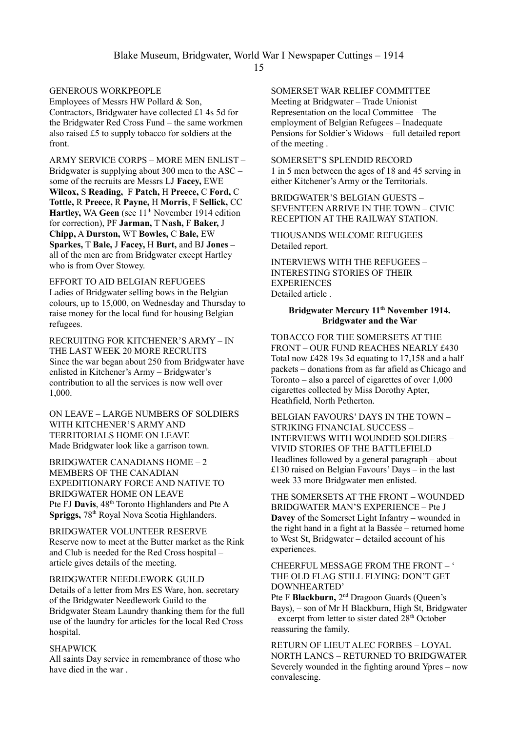GENEROUS WORKPEOPLE
Employees of Messrs HW Pollard & Son, Contractors, Bridgwater have collected £1 4s 5d for the Bridgwater Red Cross Fund – the same workmen also raised £5 to supply tobacco for soldiers at the front.

ARMY SERVICE CORPS – MORE MEN ENLIST –
Bridgwater is supplying about 300 men to the ASC – some of the recruits are Messrs LJ **Facey,** EWE **Wilcox,** S **Reading,** F **Patch,** H **Preece,** C **Ford,** C **Tottle,** R **Preece,** R **Payne,** H **Morris**, F **Sellick,** CC **Hartley,** WA **Geen** (see 11th November 1914 edition for correction), PF **Jarman,** T **Nash,** F **Baker,** J **Chipp,** A **Durston,** WT **Bowles,** C **Bale,** EW **Sparkes,** T **Bale,** J **Facey,** H **Burt,** and BJ **Jones –** all of the men are from Bridgwater except Hartley who is from Over Stowey.

EFFORT TO AID BELGIAN REFUGEES
Ladies of Bridgwater selling bows in the Belgian colours, up to 15,000, on Wednesday and Thursday to raise money for the local fund for housing Belgian refugees.

RECRUITING FOR KITCHENER'S ARMY – IN THE LAST WEEK 20 MORE RECRUITS
Since the war began about 250 from Bridgwater have enlisted in Kitchener's Army – Bridgwater's contribution to all the services is now well over 1,000.

ON LEAVE – LARGE NUMBERS OF SOLDIERS WITH KITCHENER'S ARMY AND TERRITORIALS HOME ON LEAVE
Made Bridgwater look like a garrison town.

BRIDGWATER CANADIANS HOME – 2 MEMBERS OF THE CANADIAN EXPEDITIONARY FORCE AND NATIVE TO BRIDGWATER HOME ON LEAVE
Pte FJ **Davis**, 48th Toronto Highlanders and Pte A **Spriggs,** 78th Royal Nova Scotia Highlanders.

BRIDGWATER VOLUNTEER RESERVE
Reserve now to meet at the Butter market as the Rink and Club is needed for the Red Cross hospital – article gives details of the meeting.

BRIDGWATER NEEDLEWORK GUILD
Details of a letter from Mrs ES Ware, hon. secretary of the Bridgwater Needlework Guild to the Bridgwater Steam Laundry thanking them for the full use of the laundry for articles for the local Red Cross hospital.

SHAPWICK
All saints Day service in remembrance of those who have died in the war .

SOMERSET WAR RELIEF COMMITTEE
Meeting at Bridgwater – Trade Unionist Representation on the local Committee – The employment of Belgian Refugees – Inadequate Pensions for Soldier's Widows – full detailed report of the meeting .

SOMERSET'S SPLENDID RECORD
1 in 5 men between the ages of 18 and 45 serving in either Kitchener's Army or the Territorials.

BRIDGWATER'S BELGIAN GUESTS – SEVENTEEN ARRIVE IN THE TOWN – CIVIC RECEPTION AT THE RAILWAY STATION.

THOUSANDS WELCOME REFUGEES
Detailed report.

INTERVIEWS WITH THE REFUGEES – INTERESTING STORIES OF THEIR EXPERIENCES
Detailed article .

**Bridgwater Mercury 11th November 1914.**
**Bridgwater and the War**

TOBACCO FOR THE SOMERSETS AT THE FRONT – OUR FUND REACHES NEARLY £430
Total now £428 19s 3d equating to 17,158 and a half packets – donations from as far afield as Chicago and Toronto – also a parcel of cigarettes of over 1,000 cigarettes collected by Miss Dorothy Apter, Heathfield, North Petherton.

BELGIAN FAVOURS' DAYS IN THE TOWN – STRIKING FINANCIAL SUCCESS – INTERVIEWS WITH WOUNDED SOLDIERS – VIVID STORIES OF THE BATTLEFIELD
Headlines followed by a general paragraph – about £130 raised on Belgian Favours' Days – in the last week 33 more Bridgwater men enlisted.

THE SOMERSETS AT THE FRONT – WOUNDED BRIDGWATER MAN'S EXPERIENCE – Pte J **Davey** of the Somerset Light Infantry – wounded in the right hand in a fight at la Bassée – returned home to West St, Bridgwater – detailed account of his experiences.

CHEERFUL MESSAGE FROM THE FRONT – ' THE OLD FLAG STILL FLYING: DON'T GET DOWNHEARTED'
Pte F **Blackburn,** 2nd Dragoon Guards (Queen's Bays), – son of Mr H Blackburn, High St, Bridgwater – excerpt from letter to sister dated 28th October reassuring the family.

RETURN OF LIEUT ALEC FORBES – LOYAL NORTH LANCS – RETURNED TO BRIDGWATER
Severely wounded in the fighting around Ypres – now convalescing.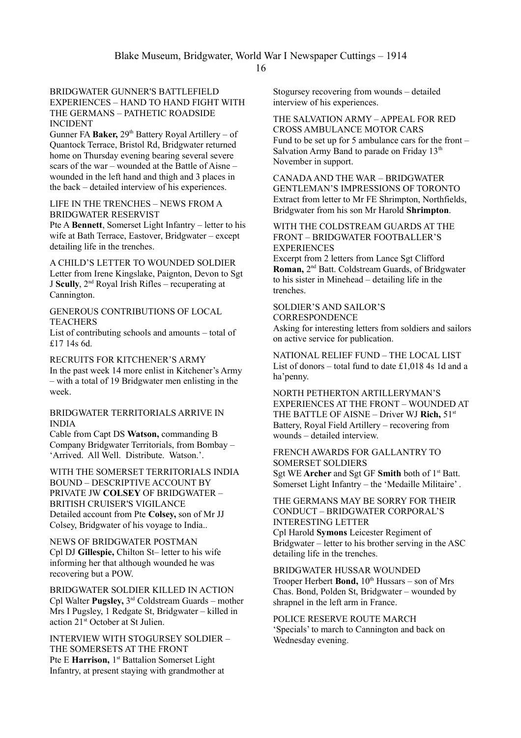BRIDGWATER GUNNER'S BATTLEFIELD EXPERIENCES – HAND TO HAND FIGHT WITH THE GERMANS – PATHETIC ROADSIDE INCIDENT

Gunner FA **Baker,** 29th Battery Royal Artillery – of Quantock Terrace, Bristol Rd, Bridgwater returned home on Thursday evening bearing several severe scars of the war – wounded at the Battle of Aisne – wounded in the left hand and thigh and 3 places in the back – detailed interview of his experiences.

LIFE IN THE TRENCHES – NEWS FROM A BRIDGWATER RESERVIST

Pte A **Bennett**, Somerset Light Infantry – letter to his wife at Bath Terrace, Eastover, Bridgwater – except detailing life in the trenches.

A CHILD'S LETTER TO WOUNDED SOLDIER

Letter from Irene Kingslake, Paignton, Devon to Sgt J **Scully**, 2nd Royal Irish Rifles – recuperating at Cannington.

GENEROUS CONTRIBUTIONS OF LOCAL TEACHERS

List of contributing schools and amounts – total of £17 14s 6d.

RECRUITS FOR KITCHENER'S ARMY

In the past week 14 more enlist in Kitchener's Army – with a total of 19 Bridgwater men enlisting in the week.

BRIDGWATER TERRITORIALS ARRIVE IN INDIA

Cable from Capt DS **Watson,** commanding B Company Bridgwater Territorials, from Bombay – 'Arrived. All Well. Distribute. Watson.'.

WITH THE SOMERSET TERRITORIALS INDIA BOUND – DESCRIPTIVE ACCOUNT BY PRIVATE JW **COLSEY** OF BRIDGWATER – BRITISH CRUISER'S VIGILANCE

Detailed account from Pte **Colsey,** son of Mr JJ Colsey, Bridgwater of his voyage to India..

NEWS OF BRIDGWATER POSTMAN

Cpl DJ **Gillespie,** Chilton St– letter to his wife informing her that although wounded he was recovering but a POW.

BRIDGWATER SOLDIER KILLED IN ACTION

Cpl Walter **Pugsley,** 3rd Coldstream Guards – mother Mrs I Pugsley, 1 Redgate St, Bridgwater – killed in action 21st October at St Julien.

INTERVIEW WITH STOGURSEY SOLDIER – THE SOMERSETS AT THE FRONT

Pte E **Harrison,** 1st Battalion Somerset Light Infantry, at present staying with grandmother at Stogursey recovering from wounds – detailed interview of his experiences.

THE SALVATION ARMY – APPEAL FOR RED CROSS AMBULANCE MOTOR CARS

Fund to be set up for 5 ambulance cars for the front – Salvation Army Band to parade on Friday 13th November in support.

CANADA AND THE WAR – BRIDGWATER GENTLEMAN'S IMPRESSIONS OF TORONTO

Extract from letter to Mr FE Shrimpton, Northfields, Bridgwater from his son Mr Harold **Shrimpton**.

WITH THE COLDSTREAM GUARDS AT THE FRONT – BRIDGWATER FOOTBALLER'S EXPERIENCES

Excerpt from 2 letters from Lance Sgt Clifford **Roman,** 2nd Batt. Coldstream Guards, of Bridgwater to his sister in Minehead – detailing life in the trenches.

SOLDIER'S AND SAILOR'S CORRESPONDENCE

Asking for interesting letters from soldiers and sailors on active service for publication.

NATIONAL RELIEF FUND – THE LOCAL LIST

List of donors – total fund to date £1,018 4s 1d and a ha'penny.

NORTH PETHERTON ARTILLERYMAN'S EXPERIENCES AT THE FRONT – WOUNDED AT THE BATTLE OF AISNE – Driver WJ **Rich,** 51st Battery, Royal Field Artillery – recovering from wounds – detailed interview.

FRENCH AWARDS FOR GALLANTRY TO SOMERSET SOLDIERS

Sgt WE **Archer** and Sgt GF **Smith** both of 1st Batt. Somerset Light Infantry – the 'Medaille Militaire' .

THE GERMANS MAY BE SORRY FOR THEIR CONDUCT – BRIDGWATER CORPORAL'S INTERESTING LETTER

Cpl Harold **Symons** Leicester Regiment of Bridgwater – letter to his brother serving in the ASC detailing life in the trenches.

BRIDGWATER HUSSAR WOUNDED

Trooper Herbert **Bond,** 10th Hussars – son of Mrs Chas. Bond, Polden St, Bridgwater – wounded by shrapnel in the left arm in France.

POLICE RESERVE ROUTE MARCH

'Specials' to march to Cannington and back on Wednesday evening.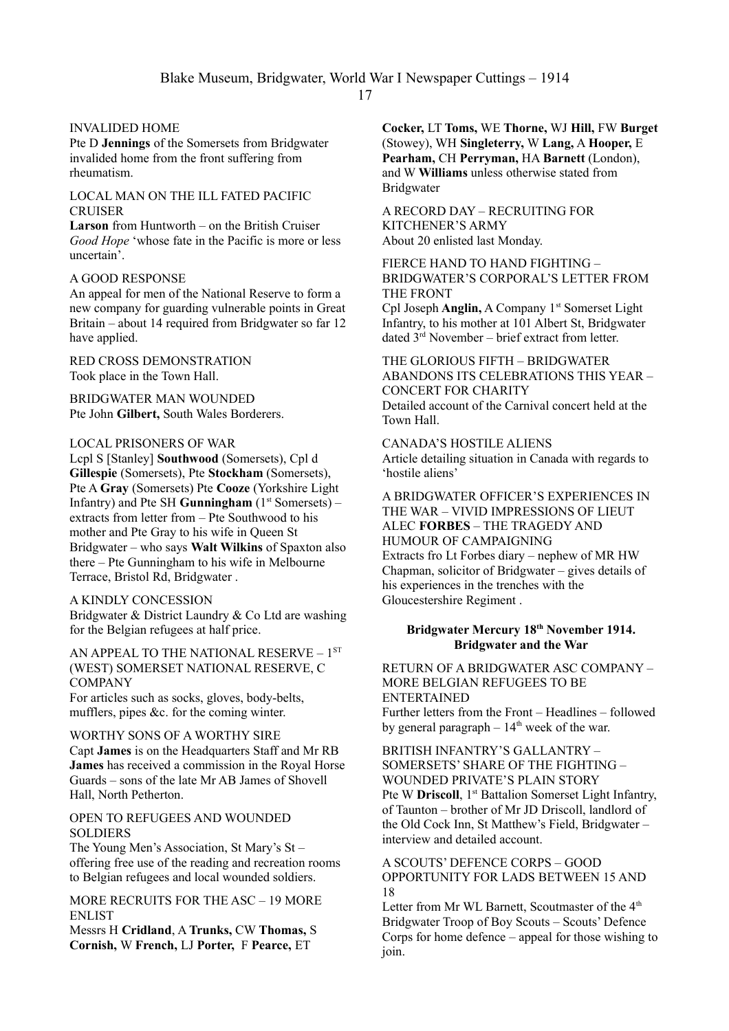INVALIDED HOME

Pte D **Jennings** of the Somersets from Bridgwater invalided home from the front suffering from rheumatism.

LOCAL MAN ON THE ILL FATED PACIFIC CRUISER

**Larson** from Huntworth – on the British Cruiser *Good Hope* 'whose fate in the Pacific is more or less uncertain'.

A GOOD RESPONSE

An appeal for men of the National Reserve to form a new company for guarding vulnerable points in Great Britain – about 14 required from Bridgwater so far 12 have applied.

RED CROSS DEMONSTRATION

Took place in the Town Hall.

BRIDGWATER MAN WOUNDED

Pte John **Gilbert,** South Wales Borderers.

LOCAL PRISONERS OF WAR

Lcpl S [Stanley] **Southwood** (Somersets), Cpl d **Gillespie** (Somersets), Pte **Stockham** (Somersets), Pte A **Gray** (Somersets) Pte **Cooze** (Yorkshire Light Infantry) and Pte SH **Gunningham** (1st Somersets) – extracts from letter from – Pte Southwood to his mother and Pte Gray to his wife in Queen St Bridgwater – who says **Walt Wilkins** of Spaxton also there – Pte Gunningham to his wife in Melbourne Terrace, Bristol Rd, Bridgwater .

A KINDLY CONCESSION

Bridgwater & District Laundry & Co Ltd are washing for the Belgian refugees at half price.

AN APPEAL TO THE NATIONAL RESERVE – 1ST (WEST) SOMERSET NATIONAL RESERVE, C COMPANY

For articles such as socks, gloves, body-belts, mufflers, pipes &c. for the coming winter.

WORTHY SONS OF A WORTHY SIRE

Capt **James** is on the Headquarters Staff and Mr RB **James** has received a commission in the Royal Horse Guards – sons of the late Mr AB James of Shovell Hall, North Petherton.

OPEN TO REFUGEES AND WOUNDED SOLDIERS

The Young Men's Association, St Mary's St – offering free use of the reading and recreation rooms to Belgian refugees and local wounded soldiers.

MORE RECRUITS FOR THE ASC – 19 MORE ENLIST

Messrs H **Cridland**, A **Trunks,** CW **Thomas,** S **Cornish,** W **French,** LJ **Porter,** F **Pearce,** ET **Cocker,** LT **Toms,** WE **Thorne,** WJ **Hill,** FW **Burget** (Stowey), WH **Singleterry,** W **Lang,** A **Hooper,** E **Pearham,** CH **Perryman,** HA **Barnett** (London), and W **Williams** unless otherwise stated from Bridgwater

A RECORD DAY – RECRUITING FOR KITCHENER'S ARMY

About 20 enlisted last Monday.

FIERCE HAND TO HAND FIGHTING – BRIDGWATER'S CORPORAL'S LETTER FROM THE FRONT

Cpl Joseph **Anglin,** A Company 1st Somerset Light Infantry, to his mother at 101 Albert St, Bridgwater dated 3rd November – brief extract from letter.

THE GLORIOUS FIFTH – BRIDGWATER ABANDONS ITS CELEBRATIONS THIS YEAR – CONCERT FOR CHARITY

Detailed account of the Carnival concert held at the Town Hall.

CANADA'S HOSTILE ALIENS

Article detailing situation in Canada with regards to 'hostile aliens'

A BRIDGWATER OFFICER'S EXPERIENCES IN THE WAR – VIVID IMPRESSIONS OF LIEUT ALEC **FORBES** – THE TRAGEDY AND HUMOUR OF CAMPAIGNING

Extracts fro Lt Forbes diary – nephew of MR HW Chapman, solicitor of Bridgwater – gives details of his experiences in the trenches with the Gloucestershire Regiment .

## Bridgwater Mercury 18th November 1914. Bridgwater and the War

RETURN OF A BRIDGWATER ASC COMPANY – MORE BELGIAN REFUGEES TO BE ENTERTAINED

Further letters from the Front – Headlines – followed by general paragraph – 14th week of the war.

BRITISH INFANTRY'S GALLANTRY – SOMERSETS' SHARE OF THE FIGHTING – WOUNDED PRIVATE'S PLAIN STORY

Pte W **Driscoll**, 1st Battalion Somerset Light Infantry, of Taunton – brother of Mr JD Driscoll, landlord of the Old Cock Inn, St Matthew's Field, Bridgwater – interview and detailed account.

A SCOUTS' DEFENCE CORPS – GOOD OPPORTUNITY FOR LADS BETWEEN 15 AND 18

Letter from Mr WL Barnett, Scoutmaster of the 4th Bridgwater Troop of Boy Scouts – Scouts' Defence Corps for home defence – appeal for those wishing to join.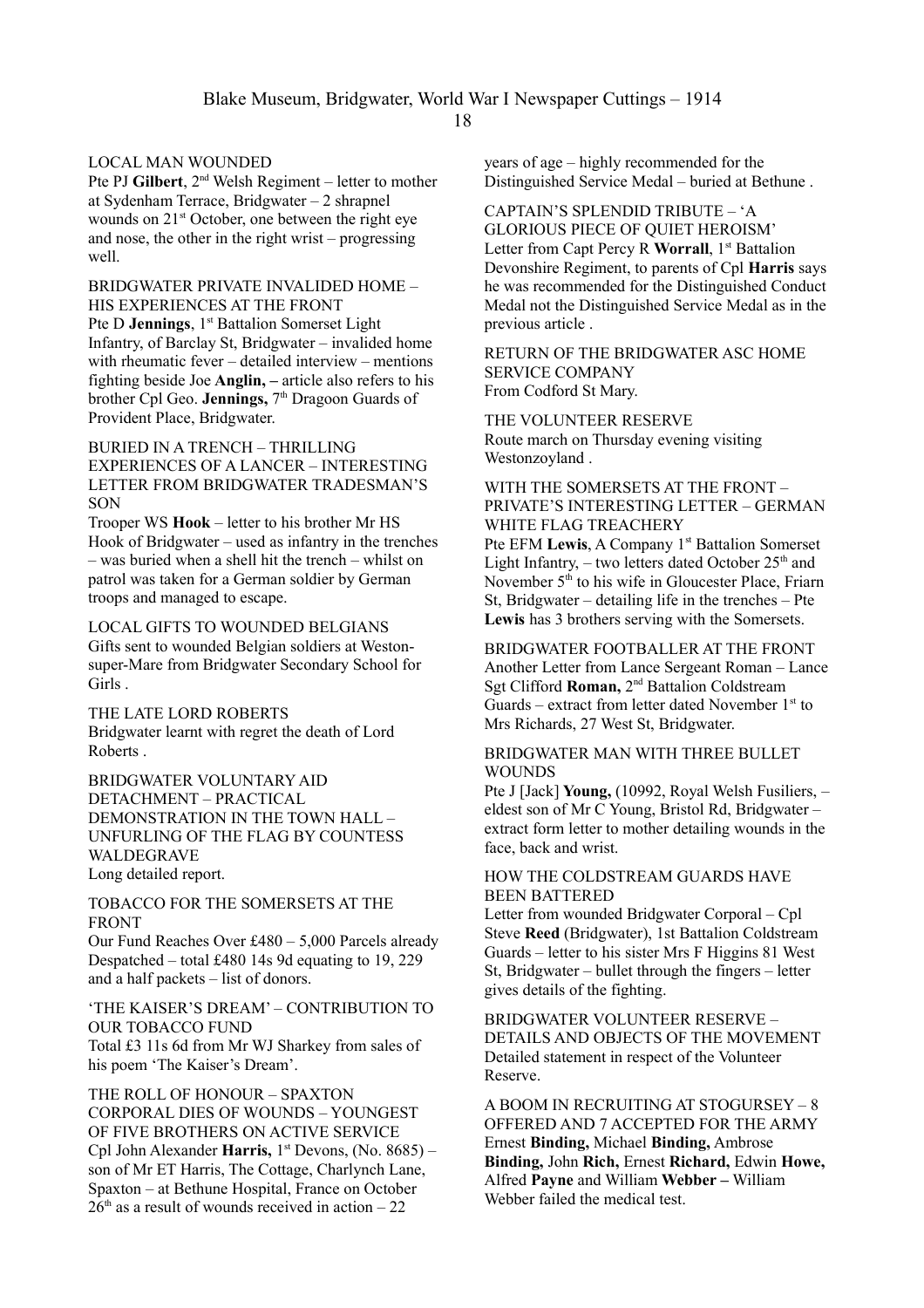### LOCAL MAN WOUNDED

Pte PJ **Gilbert**, 2nd Welsh Regiment – letter to mother at Sydenham Terrace, Bridgwater – 2 shrapnel wounds on 21st October, one between the right eye and nose, the other in the right wrist – progressing well.

### BRIDGWATER PRIVATE INVALIDED HOME – HIS EXPERIENCES AT THE FRONT

Pte D **Jennings**, 1st Battalion Somerset Light Infantry, of Barclay St, Bridgwater – invalided home with rheumatic fever – detailed interview – mentions fighting beside Joe **Anglin, –** article also refers to his brother Cpl Geo. **Jennings,** 7th Dragoon Guards of Provident Place, Bridgwater.

### BURIED IN A TRENCH – THRILLING EXPERIENCES OF A LANCER – INTERESTING LETTER FROM BRIDGWATER TRADESMAN'S SON

Trooper WS **Hook** – letter to his brother Mr HS Hook of Bridgwater – used as infantry in the trenches – was buried when a shell hit the trench – whilst on patrol was taken for a German soldier by German troops and managed to escape.

### LOCAL GIFTS TO WOUNDED BELGIANS

Gifts sent to wounded Belgian soldiers at Weston-super-Mare from Bridgwater Secondary School for Girls .

### THE LATE LORD ROBERTS

Bridgwater learnt with regret the death of Lord Roberts .

### BRIDGWATER VOLUNTARY AID DETACHMENT – PRACTICAL DEMONSTRATION IN THE TOWN HALL – UNFURLING OF THE FLAG BY COUNTESS WALDEGRAVE

Long detailed report.

### TOBACCO FOR THE SOMERSETS AT THE FRONT

Our Fund Reaches Over £480 – 5,000 Parcels already Despatched – total £480 14s 9d equating to 19, 229 and a half packets – list of donors.

### 'THE KAISER'S DREAM' – CONTRIBUTION TO OUR TOBACCO FUND

Total £3 11s 6d from Mr WJ Sharkey from sales of his poem 'The Kaiser's Dream'.

### THE ROLL OF HONOUR – SPAXTON CORPORAL DIES OF WOUNDS – YOUNGEST OF FIVE BROTHERS ON ACTIVE SERVICE

Cpl John Alexander **Harris,** 1st Devons, (No. 8685) – son of Mr ET Harris, The Cottage, Charlynch Lane, Spaxton – at Bethune Hospital, France on October 26th as a result of wounds received in action – 22 years of age – highly recommended for the Distinguished Service Medal – buried at Bethune .

### CAPTAIN'S SPLENDID TRIBUTE – 'A GLORIOUS PIECE OF QUIET HEROISM'

Letter from Capt Percy R **Worrall**, 1st Battalion Devonshire Regiment, to parents of Cpl **Harris** says he was recommended for the Distinguished Conduct Medal not the Distinguished Service Medal as in the previous article .

### RETURN OF THE BRIDGWATER ASC HOME SERVICE COMPANY

From Codford St Mary.

### THE VOLUNTEER RESERVE

Route march on Thursday evening visiting Westonzoyland .

### WITH THE SOMERSETS AT THE FRONT – PRIVATE'S INTERESTING LETTER – GERMAN WHITE FLAG TREACHERY

Pte EFM **Lewis**, A Company 1st Battalion Somerset Light Infantry, – two letters dated October 25th and November 5th to his wife in Gloucester Place, Friarn St, Bridgwater – detailing life in the trenches – Pte **Lewis** has 3 brothers serving with the Somersets.

### BRIDGWATER FOOTBALLER AT THE FRONT

Another Letter from Lance Sergeant Roman – Lance Sgt Clifford **Roman,** 2nd Battalion Coldstream Guards – extract from letter dated November 1st to Mrs Richards, 27 West St, Bridgwater.

### BRIDGWATER MAN WITH THREE BULLET WOUNDS

Pte J [Jack] **Young,** (10992, Royal Welsh Fusiliers, – eldest son of Mr C Young, Bristol Rd, Bridgwater – extract form letter to mother detailing wounds in the face, back and wrist.

### HOW THE COLDSTREAM GUARDS HAVE BEEN BATTERED

Letter from wounded Bridgwater Corporal – Cpl Steve **Reed** (Bridgwater), 1st Battalion Coldstream Guards – letter to his sister Mrs F Higgins 81 West St, Bridgwater – bullet through the fingers – letter gives details of the fighting.

### BRIDGWATER VOLUNTEER RESERVE – DETAILS AND OBJECTS OF THE MOVEMENT

Detailed statement in respect of the Volunteer Reserve.

### A BOOM IN RECRUITING AT STOGURSEY – 8 OFFERED AND 7 ACCEPTED FOR THE ARMY

Ernest **Binding,** Michael **Binding,** Ambrose **Binding,** John **Rich,** Ernest **Richard,** Edwin **Howe,** Alfred **Payne** and William **Webber –** William Webber failed the medical test.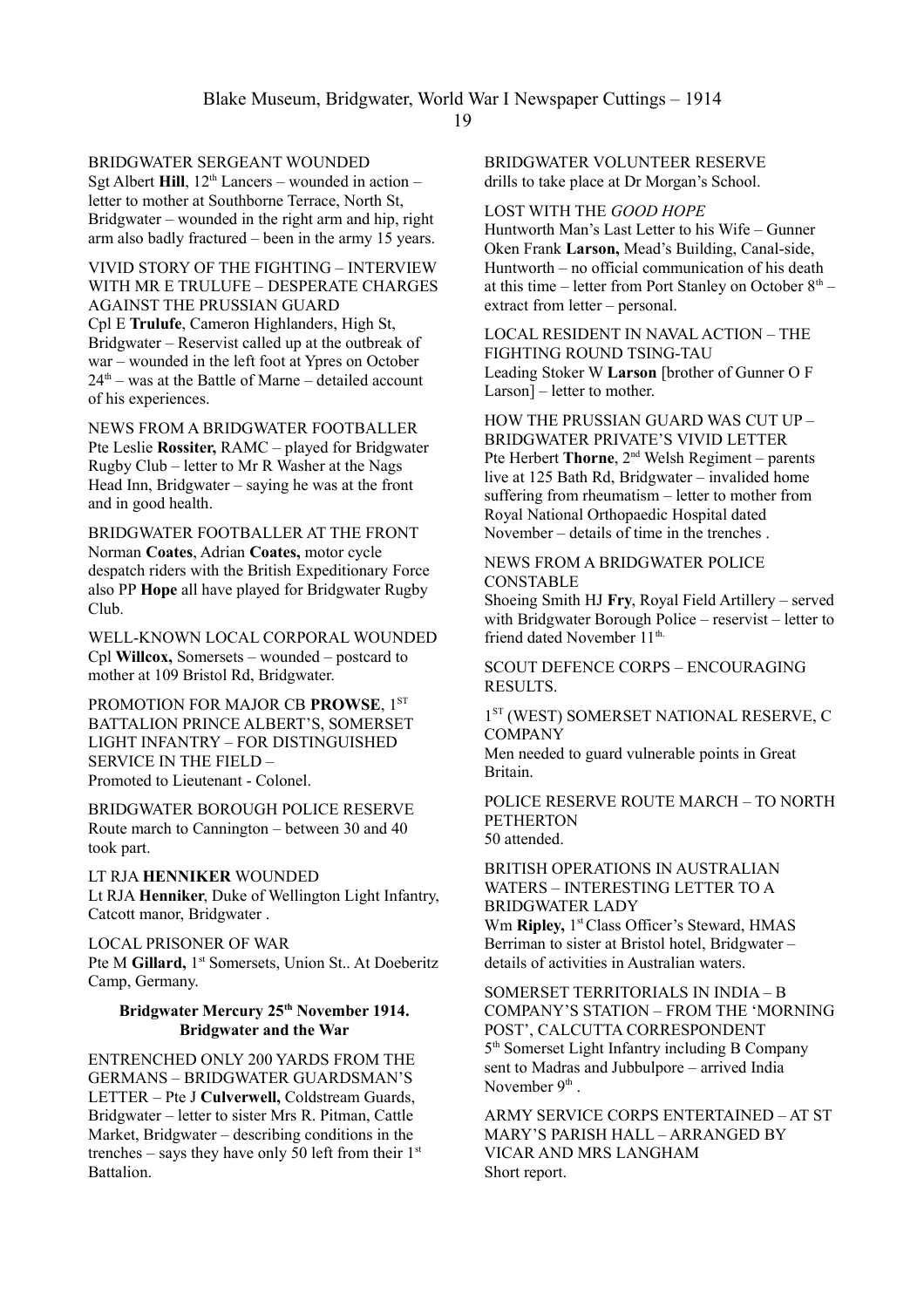BRIDGWATER SERGEANT WOUNDED
Sgt Albert **Hill**, 12th Lancers – wounded in action – letter to mother at Southborne Terrace, North St, Bridgwater – wounded in the right arm and hip, right arm also badly fractured – been in the army 15 years.

VIVID STORY OF THE FIGHTING – INTERVIEW WITH MR E TRULUFE – DESPERATE CHARGES AGAINST THE PRUSSIAN GUARD
Cpl E **Trulufe**, Cameron Highlanders, High St, Bridgwater – Reservist called up at the outbreak of war – wounded in the left foot at Ypres on October 24th – was at the Battle of Marne – detailed account of his experiences.

NEWS FROM A BRIDGWATER FOOTBALLER
Pte Leslie **Rossiter,** RAMC – played for Bridgwater Rugby Club – letter to Mr R Washer at the Nags Head Inn, Bridgwater – saying he was at the front and in good health.

BRIDGWATER FOOTBALLER AT THE FRONT
Norman **Coates**, Adrian **Coates,** motor cycle despatch riders with the British Expeditionary Force also PP **Hope** all have played for Bridgwater Rugby Club.

WELL-KNOWN LOCAL CORPORAL WOUNDED
Cpl **Willcox,** Somersets – wounded – postcard to mother at 109 Bristol Rd, Bridgwater.

PROMOTION FOR MAJOR CB **PROWSE**, 1ST BATTALION PRINCE ALBERT'S, SOMERSET LIGHT INFANTRY – FOR DISTINGUISHED SERVICE IN THE FIELD –
Promoted to Lieutenant - Colonel.

BRIDGWATER BOROUGH POLICE RESERVE
Route march to Cannington – between 30 and 40 took part.

LT RJA **HENNIKER** WOUNDED
Lt RJA **Henniker**, Duke of Wellington Light Infantry, Catcott manor, Bridgwater .

LOCAL PRISONER OF WAR
Pte M **Gillard,** 1st Somersets, Union St.. At Doeberitz Camp, Germany.

**Bridgwater Mercury 25th November 1914.**
**Bridgwater and the War**

ENTRENCHED ONLY 200 YARDS FROM THE GERMANS – BRIDGWATER GUARDSMAN'S LETTER – Pte J **Culverwell,** Coldstream Guards, Bridgwater – letter to sister Mrs R. Pitman, Cattle Market, Bridgwater – describing conditions in the trenches – says they have only 50 left from their 1st Battalion.

BRIDGWATER VOLUNTEER RESERVE
drills to take place at Dr Morgan's School.

LOST WITH THE *GOOD HOPE*
Huntworth Man's Last Letter to his Wife – Gunner Oken Frank **Larson,** Mead's Building, Canal-side, Huntworth – no official communication of his death at this time – letter from Port Stanley on October 8th – extract from letter – personal.

LOCAL RESIDENT IN NAVAL ACTION – THE FIGHTING ROUND TSING-TAU
Leading Stoker W **Larson** [brother of Gunner O F Larson] – letter to mother.

HOW THE PRUSSIAN GUARD WAS CUT UP – BRIDGWATER PRIVATE'S VIVID LETTER
Pte Herbert **Thorne**, 2nd Welsh Regiment – parents live at 125 Bath Rd, Bridgwater – invalided home suffering from rheumatism – letter to mother from Royal National Orthopaedic Hospital dated November – details of time in the trenches .

NEWS FROM A BRIDGWATER POLICE CONSTABLE
Shoeing Smith HJ **Fry**, Royal Field Artillery – served with Bridgwater Borough Police – reservist – letter to friend dated November 11th.

SCOUT DEFENCE CORPS – ENCOURAGING RESULTS.

1ST (WEST) SOMERSET NATIONAL RESERVE, C COMPANY
Men needed to guard vulnerable points in Great Britain.

POLICE RESERVE ROUTE MARCH – TO NORTH PETHERTON
50 attended.

BRITISH OPERATIONS IN AUSTRALIAN WATERS – INTERESTING LETTER TO A BRIDGWATER LADY
Wm **Ripley,** 1st Class Officer's Steward, HMAS Berriman to sister at Bristol hotel, Bridgwater – details of activities in Australian waters.

SOMERSET TERRITORIALS IN INDIA – B COMPANY'S STATION – FROM THE 'MORNING POST', CALCUTTA CORRESPONDENT
5th Somerset Light Infantry including B Company sent to Madras and Jubbulpore – arrived India November 9th .

ARMY SERVICE CORPS ENTERTAINED – AT ST MARY'S PARISH HALL – ARRANGED BY VICAR AND MRS LANGHAM
Short report.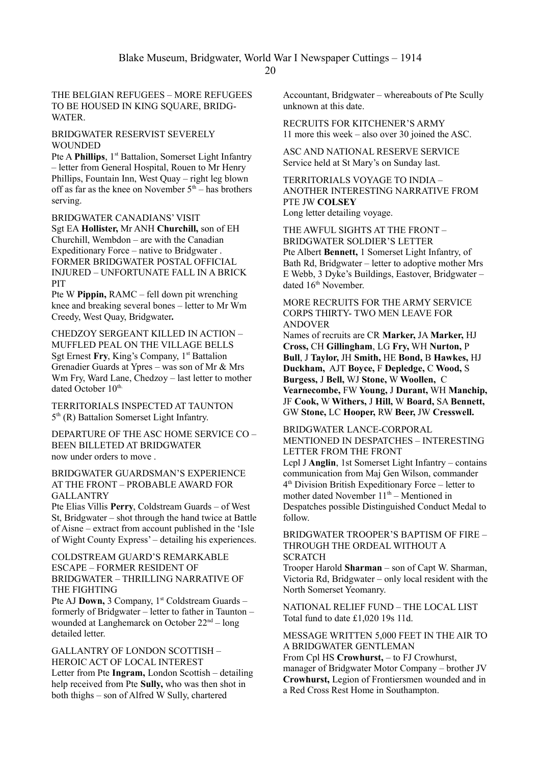THE BELGIAN REFUGEES – MORE REFUGEES TO BE HOUSED IN KING SQUARE, BRIDGWATER.

BRIDGWATER RESERVIST SEVERELY WOUNDED
Pte A **Phillips**, 1st Battalion, Somerset Light Infantry – letter from General Hospital, Rouen to Mr Henry Phillips, Fountain Inn, West Quay – right leg blown off as far as the knee on November 5th – has brothers serving.

BRIDGWATER CANADIANS' VISIT
Sgt EA **Hollister,** Mr ANH **Churchill,** son of EH Churchill, Wembdon – are with the Canadian Expeditionary Force – native to Bridgwater .

FORMER BRIDGWATER POSTAL OFFICIAL INJURED – UNFORTUNATE FALL IN A BRICK PIT
Pte W **Pippin,** RAMC – fell down pit wrenching knee and breaking several bones – letter to Mr Wm Creedy, West Quay, Bridgwater**.**

CHEDZOY SERGEANT KILLED IN ACTION – MUFFLED PEAL ON THE VILLAGE BELLS
Sgt Ernest **Fry**, King's Company, 1st Battalion Grenadier Guards at Ypres – was son of Mr & Mrs Wm Fry, Ward Lane, Chedzoy – last letter to mother dated October 10th.

TERRITORIALS INSPECTED AT TAUNTON
5th (R) Battalion Somerset Light Infantry.

DEPARTURE OF THE ASC HOME SERVICE CO – BEEN BILLETED AT BRIDGWATER
now under orders to move .

BRIDGWATER GUARDSMAN'S EXPERIENCE AT THE FRONT – PROBABLE AWARD FOR GALLANTRY
Pte Elias Villis **Perry**, Coldstream Guards – of West St, Bridgwater – shot through the hand twice at Battle of Aisne – extract from account published in the 'Isle of Wight County Express' – detailing his experiences.

COLDSTREAM GUARD'S REMARKABLE ESCAPE – FORMER RESIDENT OF BRIDGWATER – THRILLING NARRATIVE OF THE FIGHTING
Pte AJ **Down,** 3 Company, 1st Coldstream Guards – formerly of Bridgwater – letter to father in Taunton – wounded at Langhemarck on October 22nd – long detailed letter.

GALLANTRY OF LONDON SCOTTISH – HEROIC ACT OF LOCAL INTEREST
Letter from Pte **Ingram,** London Scottish – detailing help received from Pte **Sully,** who was then shot in both thighs – son of Alfred W Sully, chartered Accountant, Bridgwater – whereabouts of Pte Scully unknown at this date.

RECRUITS FOR KITCHENER'S ARMY
11 more this week – also over 30 joined the ASC.

ASC AND NATIONAL RESERVE SERVICE
Service held at St Mary's on Sunday last.

TERRITORIALS VOYAGE TO INDIA – ANOTHER INTERESTING NARRATIVE FROM PTE JW **COLSEY**
Long letter detailing voyage.

THE AWFUL SIGHTS AT THE FRONT – BRIDGWATER SOLDIER'S LETTER
Pte Albert **Bennett,** 1 Somerset Light Infantry, of Bath Rd, Bridgwater – letter to adoptive mother Mrs E Webb, 3 Dyke's Buildings, Eastover, Bridgwater – dated 16th November.

MORE RECRUITS FOR THE ARMY SERVICE CORPS THIRTY- TWO MEN LEAVE FOR ANDOVER
Names of recruits are CR **Marker,** JA **Marker,** HJ **Cross,** CH **Gillingham**, LG **Fry,** WH **Nurton,** P **Bull**, J **Taylor,** JH **Smith,** HE **Bond,** B **Hawkes,** HJ **Duckham,** AJT **Boyce,** F **Depledge,** C **Wood,** S **Burgess,** J **Bell,** WJ **Stone,** W **Woollen,** C **Vearnecombe,** FW **Young,** J **Durant,** WH **Manchip,** JF **Cook,** W **Withers,** J **Hill,** W **Board,** SA **Bennett,** GW **Stone,** LC **Hooper,** RW **Beer,** JW **Cresswell.**

BRIDGWATER LANCE-CORPORAL MENTIONED IN DESPATCHES – INTERESTING LETTER FROM THE FRONT
Lcpl J **Anglin**, 1st Somerset Light Infantry – contains communication from Maj Gen Wilson, commander 4th Division British Expeditionary Force – letter to mother dated November 11th – Mentioned in Despatches possible Distinguished Conduct Medal to follow.

BRIDGWATER TROOPER'S BAPTISM OF FIRE – THROUGH THE ORDEAL WITHOUT A SCRATCH
Trooper Harold **Sharman** – son of Capt W. Sharman, Victoria Rd, Bridgwater – only local resident with the North Somerset Yeomanry.

NATIONAL RELIEF FUND – THE LOCAL LIST
Total fund to date £1,020 19s 11d.

MESSAGE WRITTEN 5,000 FEET IN THE AIR TO A BRIDGWATER GENTLEMAN
From Cpl HS **Crowhurst,** – to FJ Crowhurst, manager of Bridgwater Motor Company – brother JV **Crowhurst,** Legion of Frontiersmen wounded and in a Red Cross Rest Home in Southampton.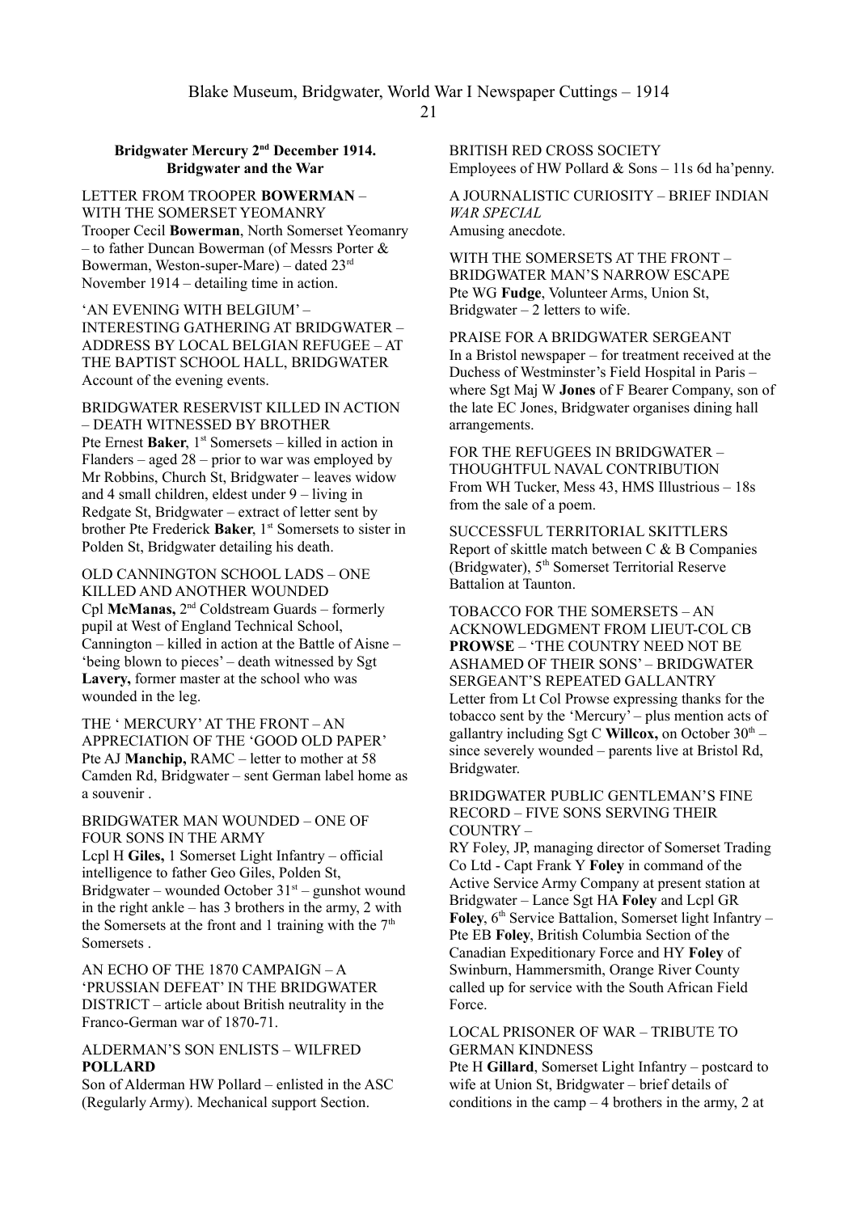**Bridgwater Mercury 2nd December 1914.**
**Bridgwater and the War**

LETTER FROM TROOPER **BOWERMAN** – WITH THE SOMERSET YEOMANRY
Trooper Cecil **Bowerman**, North Somerset Yeomanry – to father Duncan Bowerman (of Messrs Porter & Bowerman, Weston-super-Mare) – dated 23rd November 1914 – detailing time in action.

'AN EVENING WITH BELGIUM' – INTERESTING GATHERING AT BRIDGWATER – ADDRESS BY LOCAL BELGIAN REFUGEE – AT THE BAPTIST SCHOOL HALL, BRIDGWATER
Account of the evening events.

BRIDGWATER RESERVIST KILLED IN ACTION – DEATH WITNESSED BY BROTHER
Pte Ernest **Baker**, 1st Somersets – killed in action in Flanders – aged 28 – prior to war was employed by Mr Robbins, Church St, Bridgwater – leaves widow and 4 small children, eldest under 9 – living in Redgate St, Bridgwater – extract of letter sent by brother Pte Frederick **Baker**, 1st Somersets to sister in Polden St, Bridgwater detailing his death.

OLD CANNINGTON SCHOOL LADS – ONE KILLED AND ANOTHER WOUNDED
Cpl **McManas,** 2nd Coldstream Guards – formerly pupil at West of England Technical School, Cannington – killed in action at the Battle of Aisne – 'being blown to pieces' – death witnessed by Sgt **Lavery,** former master at the school who was wounded in the leg.

THE ' MERCURY' AT THE FRONT – AN APPRECIATION OF THE 'GOOD OLD PAPER'
Pte AJ **Manchip,** RAMC – letter to mother at 58 Camden Rd, Bridgwater – sent German label home as a souvenir .

BRIDGWATER MAN WOUNDED – ONE OF FOUR SONS IN THE ARMY
Lcpl H **Giles,** 1 Somerset Light Infantry – official intelligence to father Geo Giles, Polden St, Bridgwater – wounded October 31st – gunshot wound in the right ankle – has 3 brothers in the army, 2 with the Somersets at the front and 1 training with the 7th Somersets .

AN ECHO OF THE 1870 CAMPAIGN – A 'PRUSSIAN DEFEAT' IN THE BRIDGWATER DISTRICT – article about British neutrality in the Franco-German war of 1870-71.

ALDERMAN'S SON ENLISTS – WILFRED **POLLARD**
Son of Alderman HW Pollard – enlisted in the ASC (Regularly Army). Mechanical support Section.

BRITISH RED CROSS SOCIETY
Employees of HW Pollard & Sons – 11s 6d ha'penny.

A JOURNALISTIC CURIOSITY – BRIEF INDIAN *WAR SPECIAL*
Amusing anecdote.

WITH THE SOMERSETS AT THE FRONT – BRIDGWATER MAN'S NARROW ESCAPE
Pte WG **Fudge**, Volunteer Arms, Union St, Bridgwater – 2 letters to wife.

PRAISE FOR A BRIDGWATER SERGEANT
In a Bristol newspaper – for treatment received at the Duchess of Westminster's Field Hospital in Paris – where Sgt Maj W **Jones** of F Bearer Company, son of the late EC Jones, Bridgwater organises dining hall arrangements.

FOR THE REFUGEES IN BRIDGWATER – THOUGHTFUL NAVAL CONTRIBUTION
From WH Tucker, Mess 43, HMS Illustrious – 18s from the sale of a poem.

SUCCESSFUL TERRITORIAL SKITTLERS
Report of skittle match between C & B Companies (Bridgwater), 5th Somerset Territorial Reserve Battalion at Taunton.

TOBACCO FOR THE SOMERSETS – AN ACKNOWLEDGMENT FROM LIEUT-COL CB **PROWSE** – 'THE COUNTRY NEED NOT BE ASHAMED OF THEIR SONS' – BRIDGWATER SERGEANT'S REPEATED GALLANTRY
Letter from Lt Col Prowse expressing thanks for the tobacco sent by the 'Mercury' – plus mention acts of gallantry including Sgt C **Willcox,** on October 30th – since severely wounded – parents live at Bristol Rd, Bridgwater.

BRIDGWATER PUBLIC GENTLEMAN'S FINE RECORD – FIVE SONS SERVING THEIR COUNTRY –
RY Foley, JP, managing director of Somerset Trading Co Ltd - Capt Frank Y **Foley** in command of the Active Service Army Company at present station at Bridgwater – Lance Sgt HA **Foley** and Lcpl GR **Foley**, 6th Service Battalion, Somerset light Infantry – Pte EB **Foley**, British Columbia Section of the Canadian Expeditionary Force and HY **Foley** of Swinburn, Hammersmith, Orange River County called up for service with the South African Field Force.

LOCAL PRISONER OF WAR – TRIBUTE TO GERMAN KINDNESS
Pte H **Gillard**, Somerset Light Infantry – postcard to wife at Union St, Bridgwater – brief details of conditions in the camp – 4 brothers in the army, 2 at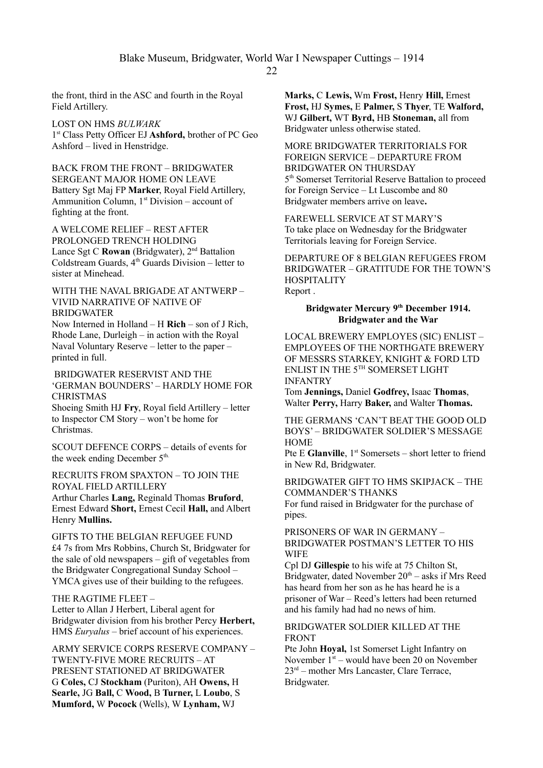the front, third in the ASC and fourth in the Royal Field Artillery.

LOST ON HMS *BULWARK*
1st Class Petty Officer EJ **Ashford,** brother of PC Geo Ashford – lived in Henstridge.

BACK FROM THE FRONT – BRIDGWATER SERGEANT MAJOR HOME ON LEAVE
Battery Sgt Maj FP **Marker**, Royal Field Artillery, Ammunition Column, 1st Division – account of fighting at the front.

A WELCOME RELIEF – REST AFTER PROLONGED TRENCH HOLDING
Lance Sgt C **Rowan** (Bridgwater), 2nd Battalion Coldstream Guards, 4th Guards Division – letter to sister at Minehead.

WITH THE NAVAL BRIGADE AT ANTWERP – VIVID NARRATIVE OF NATIVE OF BRIDGWATER
Now Interned in Holland – H **Rich** – son of J Rich, Rhode Lane, Durleigh – in action with the Royal Naval Voluntary Reserve – letter to the paper – printed in full.

BRIDGWATER RESERVIST AND THE 'GERMAN BOUNDERS' – HARDLY HOME FOR CHRISTMAS
Shoeing Smith HJ **Fry**, Royal field Artillery – letter to Inspector CM Story – won't be home for Christmas.

SCOUT DEFENCE CORPS – details of events for the week ending December 5th.

RECRUITS FROM SPAXTON – TO JOIN THE ROYAL FIELD ARTILLERY
Arthur Charles **Lang,** Reginald Thomas **Bruford**, Ernest Edward **Short,** Ernest Cecil **Hall,** and Albert Henry **Mullins.**

GIFTS TO THE BELGIAN REFUGEE FUND
£4 7s from Mrs Robbins, Church St, Bridgwater for the sale of old newspapers – gift of vegetables from the Bridgwater Congregational Sunday School – YMCA gives use of their building to the refugees.

THE RAGTIME FLEET –
Letter to Allan J Herbert, Liberal agent for Bridgwater division from his brother Percy **Herbert,** HMS *Euryalus* – brief account of his experiences.

ARMY SERVICE CORPS RESERVE COMPANY – TWENTY-FIVE MORE RECRUITS – AT PRESENT STATIONED AT BRIDGWATER
G **Coles,** CJ **Stockham** (Puriton), AH **Owens,** H **Searle,** JG **Ball,** C **Wood,** B **Turner,** L **Loubo**, S **Mumford,** W **Pocock** (Wells), W **Lynham,** WJ **Marks,** C **Lewis,** Wm **Frost,** Henry **Hill,** Ernest **Frost,** HJ **Symes,** E **Palmer,** S **Thyer**, TE **Walford,** WJ **Gilbert,** WT **Byrd,** HB **Stoneman,** all from Bridgwater unless otherwise stated.

MORE BRIDGWATER TERRITORIALS FOR FOREIGN SERVICE – DEPARTURE FROM BRIDGWATER ON THURSDAY
5th Somerset Territorial Reserve Battalion to proceed for Foreign Service – Lt Luscombe and 80 Bridgwater members arrive on leave**.**

FAREWELL SERVICE AT ST MARY'S
To take place on Wednesday for the Bridgwater Territorials leaving for Foreign Service.

DEPARTURE OF 8 BELGIAN REFUGEES FROM BRIDGWATER – GRATITUDE FOR THE TOWN'S HOSPITALITY
Report .

**Bridgwater Mercury 9th December 1914.**
**Bridgwater and the War**

LOCAL BREWERY EMPLOYES (SIC) ENLIST – EMPLOYEES OF THE NORTHGATE BREWERY OF MESSRS STARKEY, KNIGHT & FORD LTD ENLIST IN THE 5TH SOMERSET LIGHT INFANTRY
Tom **Jennings,** Daniel **Godfrey,** Isaac **Thomas**, Walter **Perry,** Harry **Baker,** and Walter **Thomas.**

THE GERMANS 'CAN'T BEAT THE GOOD OLD BOYS' – BRIDGWATER SOLDIER'S MESSAGE HOME
Pte E **Glanville**, 1st Somersets – short letter to friend in New Rd, Bridgwater.

BRIDGWATER GIFT TO HMS SKIPJACK – THE COMMANDER'S THANKS
For fund raised in Bridgwater for the purchase of pipes.

PRISONERS OF WAR IN GERMANY – BRIDGWATER POSTMAN'S LETTER TO HIS WIFE
Cpl DJ **Gillespie** to his wife at 75 Chilton St, Bridgwater, dated November 20th – asks if Mrs Reed has heard from her son as he has heard he is a prisoner of War – Reed's letters had been returned and his family had had no news of him.

BRIDGWATER SOLDIER KILLED AT THE FRONT
Pte John **Hoyal,** 1st Somerset Light Infantry on November 1st – would have been 20 on November 23rd – mother Mrs Lancaster, Clare Terrace, Bridgwater.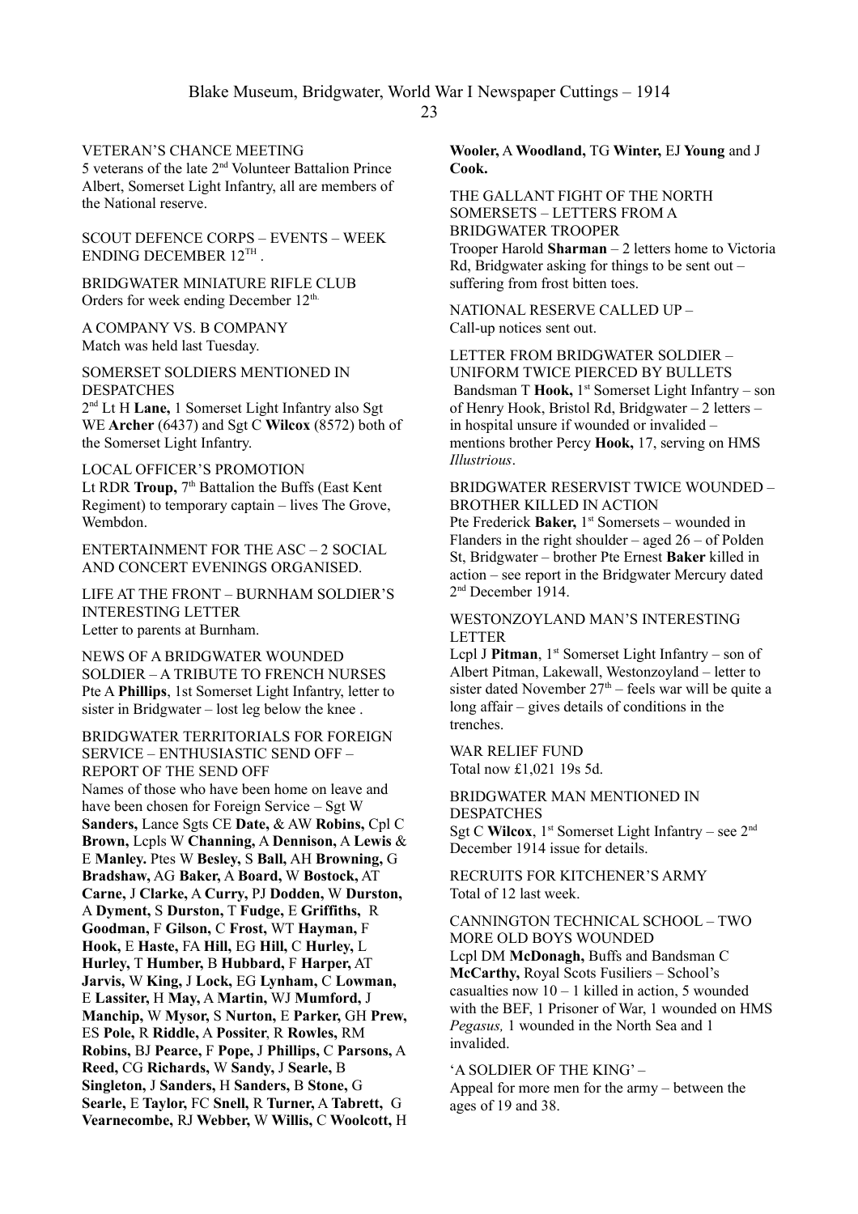VETERAN'S CHANCE MEETING
5 veterans of the late 2nd Volunteer Battalion Prince Albert, Somerset Light Infantry, all are members of the National reserve.

SCOUT DEFENCE CORPS – EVENTS – WEEK ENDING DECEMBER 12TH .

BRIDGWATER MINIATURE RIFLE CLUB
Orders for week ending December 12th.

A COMPANY VS. B COMPANY
Match was held last Tuesday.

SOMERSET SOLDIERS MENTIONED IN DESPATCHES
2nd Lt H **Lane,** 1 Somerset Light Infantry also Sgt WE **Archer** (6437) and Sgt C **Wilcox** (8572) both of the Somerset Light Infantry.

LOCAL OFFICER'S PROMOTION
Lt RDR **Troup,** 7th Battalion the Buffs (East Kent Regiment) to temporary captain – lives The Grove, Wembdon.

ENTERTAINMENT FOR THE ASC – 2 SOCIAL AND CONCERT EVENINGS ORGANISED.

LIFE AT THE FRONT – BURNHAM SOLDIER'S INTERESTING LETTER
Letter to parents at Burnham.

NEWS OF A BRIDGWATER WOUNDED SOLDIER – A TRIBUTE TO FRENCH NURSES
Pte A **Phillips**, 1st Somerset Light Infantry, letter to sister in Bridgwater – lost leg below the knee .

BRIDGWATER TERRITORIALS FOR FOREIGN SERVICE – ENTHUSIASTIC SEND OFF – REPORT OF THE SEND OFF
Names of those who have been home on leave and have been chosen for Foreign Service – Sgt W **Sanders,** Lance Sgts CE **Date,** & AW **Robins,** Cpl C **Brown,** Lcpls W **Channing,** A **Dennison,** A **Lewis** & E **Manley.** Ptes W **Besley,** S **Ball,** AH **Browning,** G **Bradshaw,** AG **Baker,** A **Board,** W **Bostock,** AT **Carne,** J **Clarke,** A **Curry,** PJ **Dodden,** W **Durston,** A **Dyment,** S **Durston,** T **Fudge,** E **Griffiths,** R **Goodman,** F **Gilson,** C **Frost,** WT **Hayman,** F **Hook,** E **Haste,** FA **Hill,** EG **Hill,** C **Hurley,** L **Hurley,** T **Humber,** B **Hubbard,** F **Harper,** AT **Jarvis,** W **King,** J **Lock,** EG **Lynham,** C **Lowman,** E **Lassiter,** H **May,** A **Martin,** WJ **Mumford,** J **Manchip,** W **Mysor,** S **Nurton,** E **Parker,** GH **Prew,** ES **Pole,** R **Riddle,** A **Possiter**, R **Rowles,** RM **Robins,** BJ **Pearce,** F **Pope,** J **Phillips,** C **Parsons,** A **Reed,** CG **Richards,** W **Sandy,** J **Searle,** B **Singleton,** J **Sanders,** H **Sanders,** B **Stone,** G **Searle,** E **Taylor,** FC **Snell,** R **Turner,** A **Tabrett,** G **Vearnecombe,** RJ **Webber,** W **Willis,** C **Woolcott,** H **Wooler,** A **Woodland,** TG **Winter,** EJ **Young** and J **Cook.**

THE GALLANT FIGHT OF THE NORTH SOMERSETS – LETTERS FROM A BRIDGWATER TROOPER
Trooper Harold **Sharman** – 2 letters home to Victoria Rd, Bridgwater asking for things to be sent out – suffering from frost bitten toes.

NATIONAL RESERVE CALLED UP –
Call-up notices sent out.

LETTER FROM BRIDGWATER SOLDIER – UNIFORM TWICE PIERCED BY BULLETS
Bandsman T **Hook,** 1st Somerset Light Infantry – son of Henry Hook, Bristol Rd, Bridgwater – 2 letters – in hospital unsure if wounded or invalided – mentions brother Percy **Hook,** 17, serving on HMS *Illustrious*.

BRIDGWATER RESERVIST TWICE WOUNDED – BROTHER KILLED IN ACTION
Pte Frederick **Baker,** 1st Somersets – wounded in Flanders in the right shoulder – aged 26 – of Polden St, Bridgwater – brother Pte Ernest **Baker** killed in action – see report in the Bridgwater Mercury dated 2nd December 1914.

WESTONZOYLAND MAN'S INTERESTING LETTER
Lcpl J **Pitman**, 1st Somerset Light Infantry – son of Albert Pitman, Lakewall, Westonzoyland – letter to sister dated November 27th – feels war will be quite a long affair – gives details of conditions in the trenches.

WAR RELIEF FUND
Total now £1,021 19s 5d.

BRIDGWATER MAN MENTIONED IN DESPATCHES
Sgt C **Wilcox**, 1st Somerset Light Infantry – see 2nd December 1914 issue for details.

RECRUITS FOR KITCHENER'S ARMY
Total of 12 last week.

CANNINGTON TECHNICAL SCHOOL – TWO MORE OLD BOYS WOUNDED
Lcpl DM **McDonagh,** Buffs and Bandsman C **McCarthy,** Royal Scots Fusiliers – School's casualties now 10 – 1 killed in action, 5 wounded with the BEF, 1 Prisoner of War, 1 wounded on HMS *Pegasus,* 1 wounded in the North Sea and 1 invalided.

'A SOLDIER OF THE KING' –
Appeal for more men for the army – between the ages of 19 and 38.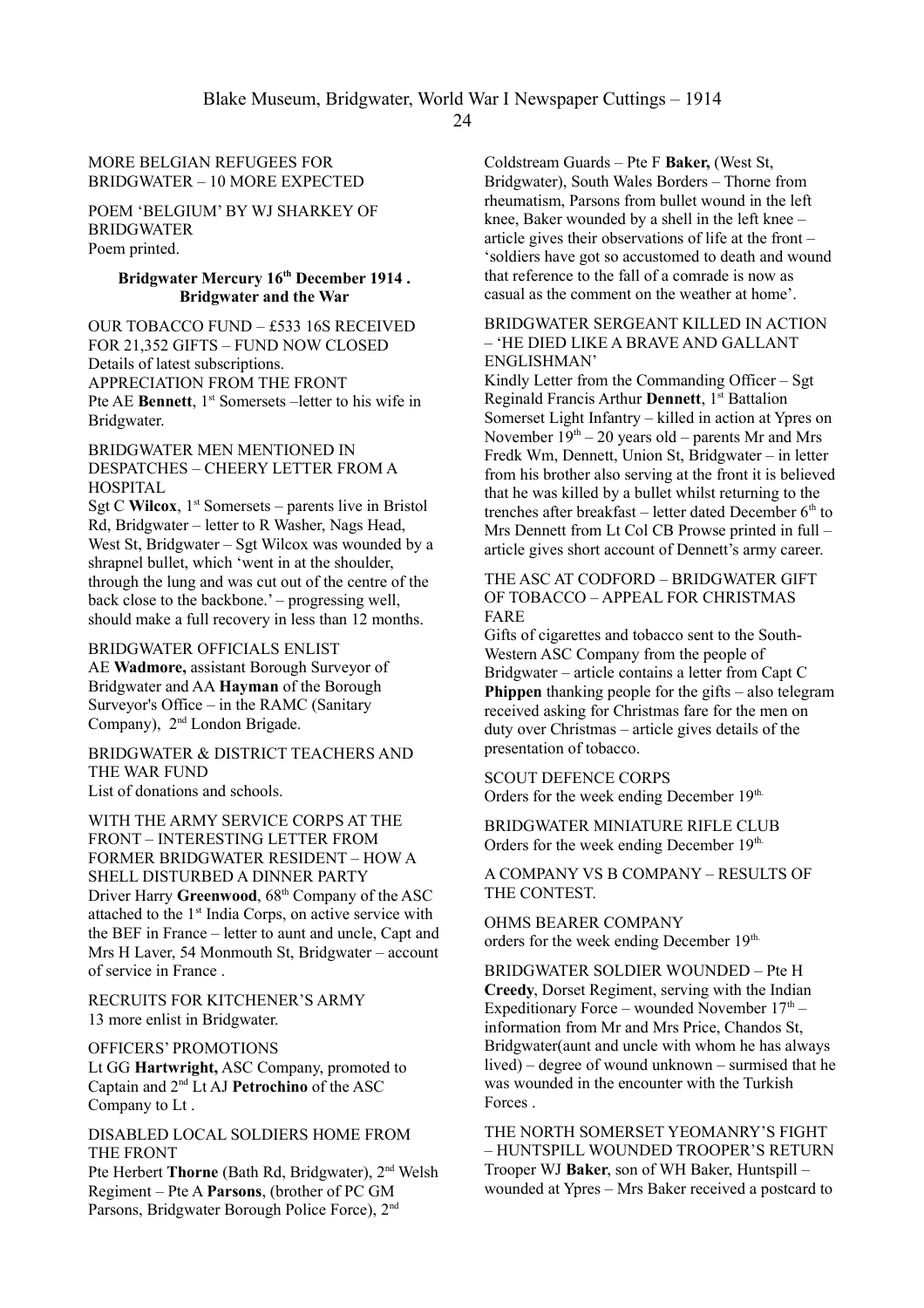MORE BELGIAN REFUGEES FOR BRIDGWATER – 10 MORE EXPECTED

POEM 'BELGIUM' BY WJ SHARKEY OF BRIDGWATER
Poem printed.

**Bridgwater Mercury 16th December 1914 . Bridgwater and the War**

OUR TOBACCO FUND – £533 16S RECEIVED FOR 21,352 GIFTS – FUND NOW CLOSED
Details of latest subscriptions.
APPRECIATION FROM THE FRONT
Pte AE **Bennett**, 1st Somersets –letter to his wife in Bridgwater.

BRIDGWATER MEN MENTIONED IN DESPATCHES – CHEERY LETTER FROM A HOSPITAL
Sgt C **Wilcox**, 1st Somersets – parents live in Bristol Rd, Bridgwater – letter to R Washer, Nags Head, West St, Bridgwater – Sgt Wilcox was wounded by a shrapnel bullet, which 'went in at the shoulder, through the lung and was cut out of the centre of the back close to the backbone.' – progressing well, should make a full recovery in less than 12 months.

BRIDGWATER OFFICIALS ENLIST
AE **Wadmore,** assistant Borough Surveyor of Bridgwater and AA **Hayman** of the Borough Surveyor's Office – in the RAMC (Sanitary Company), 2nd London Brigade.

BRIDGWATER & DISTRICT TEACHERS AND THE WAR FUND
List of donations and schools.

WITH THE ARMY SERVICE CORPS AT THE FRONT – INTERESTING LETTER FROM FORMER BRIDGWATER RESIDENT – HOW A SHELL DISTURBED A DINNER PARTY
Driver Harry **Greenwood**, 68th Company of the ASC attached to the 1st India Corps, on active service with the BEF in France – letter to aunt and uncle, Capt and Mrs H Laver, 54 Monmouth St, Bridgwater – account of service in France .

RECRUITS FOR KITCHENER'S ARMY
13 more enlist in Bridgwater.

OFFICERS' PROMOTIONS
Lt GG **Hartwright,** ASC Company, promoted to Captain and 2nd Lt AJ **Petrochino** of the ASC Company to Lt .

DISABLED LOCAL SOLDIERS HOME FROM THE FRONT
Pte Herbert **Thorne** (Bath Rd, Bridgwater), 2nd Welsh Regiment – Pte A **Parsons**, (brother of PC GM Parsons, Bridgwater Borough Police Force), 2nd Coldstream Guards – Pte F **Baker,** (West St, Bridgwater), South Wales Borders – Thorne from rheumatism, Parsons from bullet wound in the left knee, Baker wounded by a shell in the left knee – article gives their observations of life at the front – 'soldiers have got so accustomed to death and wound that reference to the fall of a comrade is now as casual as the comment on the weather at home'.

BRIDGWATER SERGEANT KILLED IN ACTION – 'HE DIED LIKE A BRAVE AND GALLANT ENGLISHMAN'
Kindly Letter from the Commanding Officer – Sgt Reginald Francis Arthur **Dennett**, 1st Battalion Somerset Light Infantry – killed in action at Ypres on November 19th – 20 years old – parents Mr and Mrs Fredk Wm, Dennett, Union St, Bridgwater – in letter from his brother also serving at the front it is believed that he was killed by a bullet whilst returning to the trenches after breakfast – letter dated December 6th to Mrs Dennett from Lt Col CB Prowse printed in full – article gives short account of Dennett's army career.

THE ASC AT CODFORD – BRIDGWATER GIFT OF TOBACCO – APPEAL FOR CHRISTMAS FARE
Gifts of cigarettes and tobacco sent to the South-Western ASC Company from the people of Bridgwater – article contains a letter from Capt C **Phippen** thanking people for the gifts – also telegram received asking for Christmas fare for the men on duty over Christmas – article gives details of the presentation of tobacco.

SCOUT DEFENCE CORPS
Orders for the week ending December 19th.

BRIDGWATER MINIATURE RIFLE CLUB
Orders for the week ending December 19th.

A COMPANY VS B COMPANY – RESULTS OF THE CONTEST.

OHMS BEARER COMPANY
orders for the week ending December 19th.

BRIDGWATER SOLDIER WOUNDED – Pte H **Creedy**, Dorset Regiment, serving with the Indian Expeditionary Force – wounded November 17th – information from Mr and Mrs Price, Chandos St, Bridgwater(aunt and uncle with whom he has always lived) – degree of wound unknown – surmised that he was wounded in the encounter with the Turkish Forces .

THE NORTH SOMERSET YEOMANRY'S FIGHT – HUNTSPILL WOUNDED TROOPER'S RETURN
Trooper WJ **Baker**, son of WH Baker, Huntspill – wounded at Ypres – Mrs Baker received a postcard to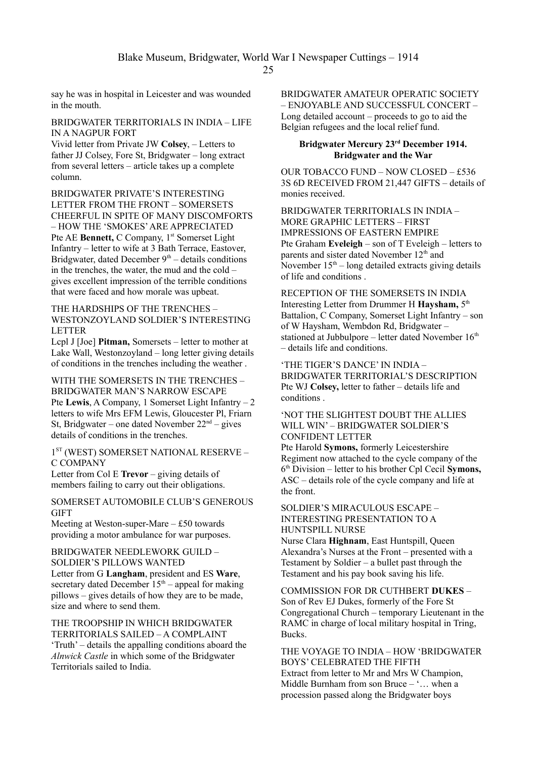say he was in hospital in Leicester and was wounded in the mouth.

BRIDGWATER TERRITORIALS IN INDIA – LIFE IN A NAGPUR FORT
Vivid letter from Private JW **Colsey**, – Letters to father JJ Colsey, Fore St, Bridgwater – long extract from several letters – article takes up a complete column.

BRIDGWATER PRIVATE'S INTERESTING LETTER FROM THE FRONT – SOMERSETS CHEERFUL IN SPITE OF MANY DISCOMFORTS – HOW THE 'SMOKES' ARE APPRECIATED
Pte AE **Bennett,** C Company, 1st Somerset Light Infantry – letter to wife at 3 Bath Terrace, Eastover, Bridgwater, dated December 9th – details conditions in the trenches, the water, the mud and the cold – gives excellent impression of the terrible conditions that were faced and how morale was upbeat.

THE HARDSHIPS OF THE TRENCHES – WESTONZOYLAND SOLDIER'S INTERESTING LETTER
Lcpl J [Joe] **Pitman,** Somersets – letter to mother at Lake Wall, Westonzoyland – long letter giving details of conditions in the trenches including the weather .

WITH THE SOMERSETS IN THE TRENCHES – BRIDGWATER MAN'S NARROW ESCAPE
Pte **Lewis**, A Company, 1 Somerset Light Infantry – 2 letters to wife Mrs EFM Lewis, Gloucester Pl, Friarn St, Bridgwater – one dated November 22nd – gives details of conditions in the trenches.

1ST (WEST) SOMERSET NATIONAL RESERVE – C COMPANY
Letter from Col E **Trevor** – giving details of members failing to carry out their obligations.

SOMERSET AUTOMOBILE CLUB'S GENEROUS GIFT
Meeting at Weston-super-Mare – £50 towards providing a motor ambulance for war purposes.

BRIDGWATER NEEDLEWORK GUILD – SOLDIER'S PILLOWS WANTED
Letter from G **Langham**, president and ES **Ware**, secretary dated December 15th – appeal for making pillows – gives details of how they are to be made, size and where to send them.

THE TROOPSHIP IN WHICH BRIDGWATER TERRITORIALS SAILED – A COMPLAINT
'Truth' – details the appalling conditions aboard the *Alnwick Castle* in which some of the Bridgwater Territorials sailed to India.

BRIDGWATER AMATEUR OPERATIC SOCIETY – ENJOYABLE AND SUCCESSFUL CONCERT – Long detailed account – proceeds to go to aid the Belgian refugees and the local relief fund.

### Bridgwater Mercury 23rd December 1914. Bridgwater and the War

OUR TOBACCO FUND – NOW CLOSED – £536 3S 6D RECEIVED FROM 21,447 GIFTS – details of monies received.

BRIDGWATER TERRITORIALS IN INDIA – MORE GRAPHIC LETTERS – FIRST IMPRESSIONS OF EASTERN EMPIRE
Pte Graham **Eveleigh** – son of T Eveleigh – letters to parents and sister dated November 12th and November 15th – long detailed extracts giving details of life and conditions .

RECEPTION OF THE SOMERSETS IN INDIA
Interesting Letter from Drummer H **Haysham,** 5th Battalion, C Company, Somerset Light Infantry – son of W Haysham, Wembdon Rd, Bridgwater – stationed at Jubbulpore – letter dated November 16th – details life and conditions.

'THE TIGER'S DANCE' IN INDIA – BRIDGWATER TERRITORIAL'S DESCRIPTION
Pte WJ **Colsey,** letter to father – details life and conditions .

'NOT THE SLIGHTEST DOUBT THE ALLIES WILL WIN' – BRIDGWATER SOLDIER'S CONFIDENT LETTER
Pte Harold **Symons,** formerly Leicestershire Regiment now attached to the cycle company of the 6th Division – letter to his brother Cpl Cecil **Symons,** ASC – details role of the cycle company and life at the front.

SOLDIER'S MIRACULOUS ESCAPE – INTERESTING PRESENTATION TO A HUNTSPILL NURSE
Nurse Clara **Highnam**, East Huntspill, Queen Alexandra's Nurses at the Front – presented with a Testament by Soldier – a bullet past through the Testament and his pay book saving his life.

COMMISSION FOR DR CUTHBERT **DUKES** – Son of Rev EJ Dukes, formerly of the Fore St Congregational Church – temporary Lieutenant in the RAMC in charge of local military hospital in Tring, Bucks.

THE VOYAGE TO INDIA – HOW 'BRIDGWATER BOYS' CELEBRATED THE FIFTH
Extract from letter to Mr and Mrs W Champion, Middle Burnham from son Bruce – '… when a procession passed along the Bridgwater boys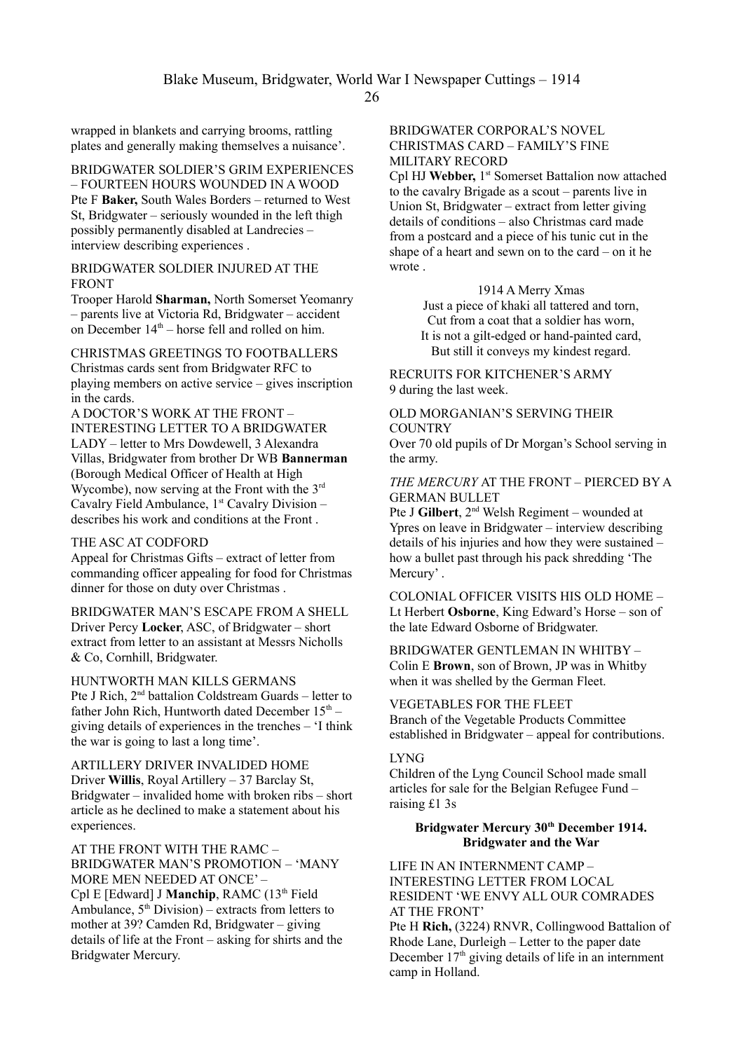wrapped in blankets and carrying brooms, rattling plates and generally making themselves a nuisance'.

BRIDGWATER SOLDIER'S GRIM EXPERIENCES – FOURTEEN HOURS WOUNDED IN A WOOD
Pte F **Baker,** South Wales Borders – returned to West St, Bridgwater – seriously wounded in the left thigh possibly permanently disabled at Landrecies – interview describing experiences .

BRIDGWATER SOLDIER INJURED AT THE FRONT
Trooper Harold **Sharman,** North Somerset Yeomanry – parents live at Victoria Rd, Bridgwater – accident on December 14th – horse fell and rolled on him.

CHRISTMAS GREETINGS TO FOOTBALLERS
Christmas cards sent from Bridgwater RFC to playing members on active service – gives inscription in the cards.

A DOCTOR'S WORK AT THE FRONT – INTERESTING LETTER TO A BRIDGWATER LADY – letter to Mrs Dowdewell, 3 Alexandra Villas, Bridgwater from brother Dr WB **Bannerman** (Borough Medical Officer of Health at High Wycombe), now serving at the Front with the 3rd Cavalry Field Ambulance, 1st Cavalry Division – describes his work and conditions at the Front .

THE ASC AT CODFORD
Appeal for Christmas Gifts – extract of letter from commanding officer appealing for food for Christmas dinner for those on duty over Christmas .

BRIDGWATER MAN'S ESCAPE FROM A SHELL
Driver Percy **Locker**, ASC, of Bridgwater – short extract from letter to an assistant at Messrs Nicholls & Co, Cornhill, Bridgwater.

HUNTWORTH MAN KILLS GERMANS
Pte J Rich, 2nd battalion Coldstream Guards – letter to father John Rich, Huntworth dated December 15th – giving details of experiences in the trenches – 'I think the war is going to last a long time'.

ARTILLERY DRIVER INVALIDED HOME
Driver **Willis**, Royal Artillery – 37 Barclay St, Bridgwater – invalided home with broken ribs – short article as he declined to make a statement about his experiences.

AT THE FRONT WITH THE RAMC – BRIDGWATER MAN'S PROMOTION – 'MANY MORE MEN NEEDED AT ONCE' –
Cpl E [Edward] J **Manchip**, RAMC (13th Field Ambulance, 5th Division) – extracts from letters to mother at 39? Camden Rd, Bridgwater – giving details of life at the Front – asking for shirts and the Bridgwater Mercury.

BRIDGWATER CORPORAL'S NOVEL CHRISTMAS CARD – FAMILY'S FINE MILITARY RECORD
Cpl HJ **Webber,** 1st Somerset Battalion now attached to the cavalry Brigade as a scout – parents live in Union St, Bridgwater – extract from letter giving details of conditions – also Christmas card made from a postcard and a piece of his tunic cut in the shape of a heart and sewn on to the card – on it he wrote .

1914 A Merry Xmas
Just a piece of khaki all tattered and torn,
Cut from a coat that a soldier has worn,
It is not a gilt-edged or hand-painted card,
But still it conveys my kindest regard.

RECRUITS FOR KITCHENER'S ARMY
9 during the last week.

OLD MORGANIAN'S SERVING THEIR COUNTRY
Over 70 old pupils of Dr Morgan's School serving in the army.

*THE MERCURY* AT THE FRONT – PIERCED BY A GERMAN BULLET
Pte J **Gilbert**, 2nd Welsh Regiment – wounded at Ypres on leave in Bridgwater – interview describing details of his injuries and how they were sustained – how a bullet past through his pack shredding 'The Mercury' .

COLONIAL OFFICER VISITS HIS OLD HOME – Lt Herbert **Osborne**, King Edward's Horse – son of the late Edward Osborne of Bridgwater.

BRIDGWATER GENTLEMAN IN WHITBY – Colin E **Brown**, son of Brown, JP was in Whitby when it was shelled by the German Fleet.

VEGETABLES FOR THE FLEET
Branch of the Vegetable Products Committee established in Bridgwater – appeal for contributions.

LYNG
Children of the Lyng Council School made small articles for sale for the Belgian Refugee Fund – raising £1 3s

**Bridgwater Mercury 30th December 1914.**
**Bridgwater and the War**

LIFE IN AN INTERNMENT CAMP – INTERESTING LETTER FROM LOCAL RESIDENT 'WE ENVY ALL OUR COMRADES AT THE FRONT'
Pte H **Rich,** (3224) RNVR, Collingwood Battalion of Rhode Lane, Durleigh – Letter to the paper date December 17th giving details of life in an internment camp in Holland.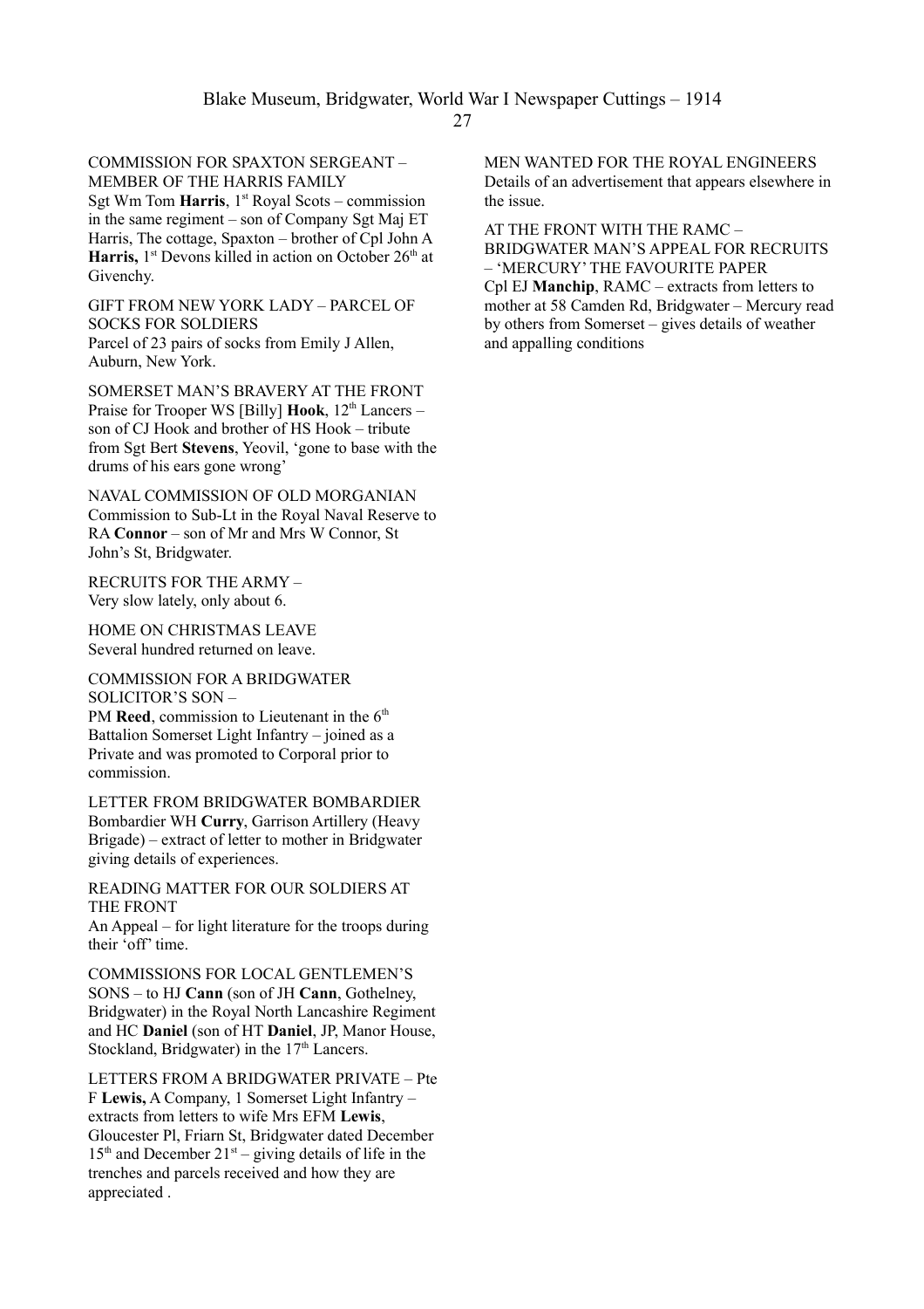COMMISSION FOR SPAXTON SERGEANT – MEMBER OF THE HARRIS FAMILY
Sgt Wm Tom **Harris**, 1st Royal Scots – commission in the same regiment – son of Company Sgt Maj ET Harris, The cottage, Spaxton – brother of Cpl John A **Harris,** 1st Devons killed in action on October 26th at Givenchy.

GIFT FROM NEW YORK LADY – PARCEL OF SOCKS FOR SOLDIERS
Parcel of 23 pairs of socks from Emily J Allen, Auburn, New York.

SOMERSET MAN'S BRAVERY AT THE FRONT
Praise for Trooper WS [Billy] **Hook**, 12th Lancers – son of CJ Hook and brother of HS Hook – tribute from Sgt Bert **Stevens**, Yeovil, 'gone to base with the drums of his ears gone wrong'

NAVAL COMMISSION OF OLD MORGANIAN
Commission to Sub-Lt in the Royal Naval Reserve to RA **Connor** – son of Mr and Mrs W Connor, St John's St, Bridgwater.

RECRUITS FOR THE ARMY –
Very slow lately, only about 6.

HOME ON CHRISTMAS LEAVE
Several hundred returned on leave.

COMMISSION FOR A BRIDGWATER SOLICITOR'S SON –
PM **Reed**, commission to Lieutenant in the 6th Battalion Somerset Light Infantry – joined as a Private and was promoted to Corporal prior to commission.

LETTER FROM BRIDGWATER BOMBARDIER
Bombardier WH **Curry**, Garrison Artillery (Heavy Brigade) – extract of letter to mother in Bridgwater giving details of experiences.

READING MATTER FOR OUR SOLDIERS AT THE FRONT
An Appeal – for light literature for the troops during their 'off' time.

COMMISSIONS FOR LOCAL GENTLEMEN'S SONS – to HJ **Cann** (son of JH **Cann**, Gothelney, Bridgwater) in the Royal North Lancashire Regiment and HC **Daniel** (son of HT **Daniel**, JP, Manor House, Stockland, Bridgwater) in the 17th Lancers.

LETTERS FROM A BRIDGWATER PRIVATE – Pte F **Lewis,** A Company, 1 Somerset Light Infantry – extracts from letters to wife Mrs EFM **Lewis**, Gloucester Pl, Friarn St, Bridgwater dated December 15th and December 21st – giving details of life in the trenches and parcels received and how they are appreciated .

MEN WANTED FOR THE ROYAL ENGINEERS
Details of an advertisement that appears elsewhere in the issue.

AT THE FRONT WITH THE RAMC – BRIDGWATER MAN'S APPEAL FOR RECRUITS – 'MERCURY' THE FAVOURITE PAPER
Cpl EJ **Manchip**, RAMC – extracts from letters to mother at 58 Camden Rd, Bridgwater – Mercury read by others from Somerset – gives details of weather and appalling conditions